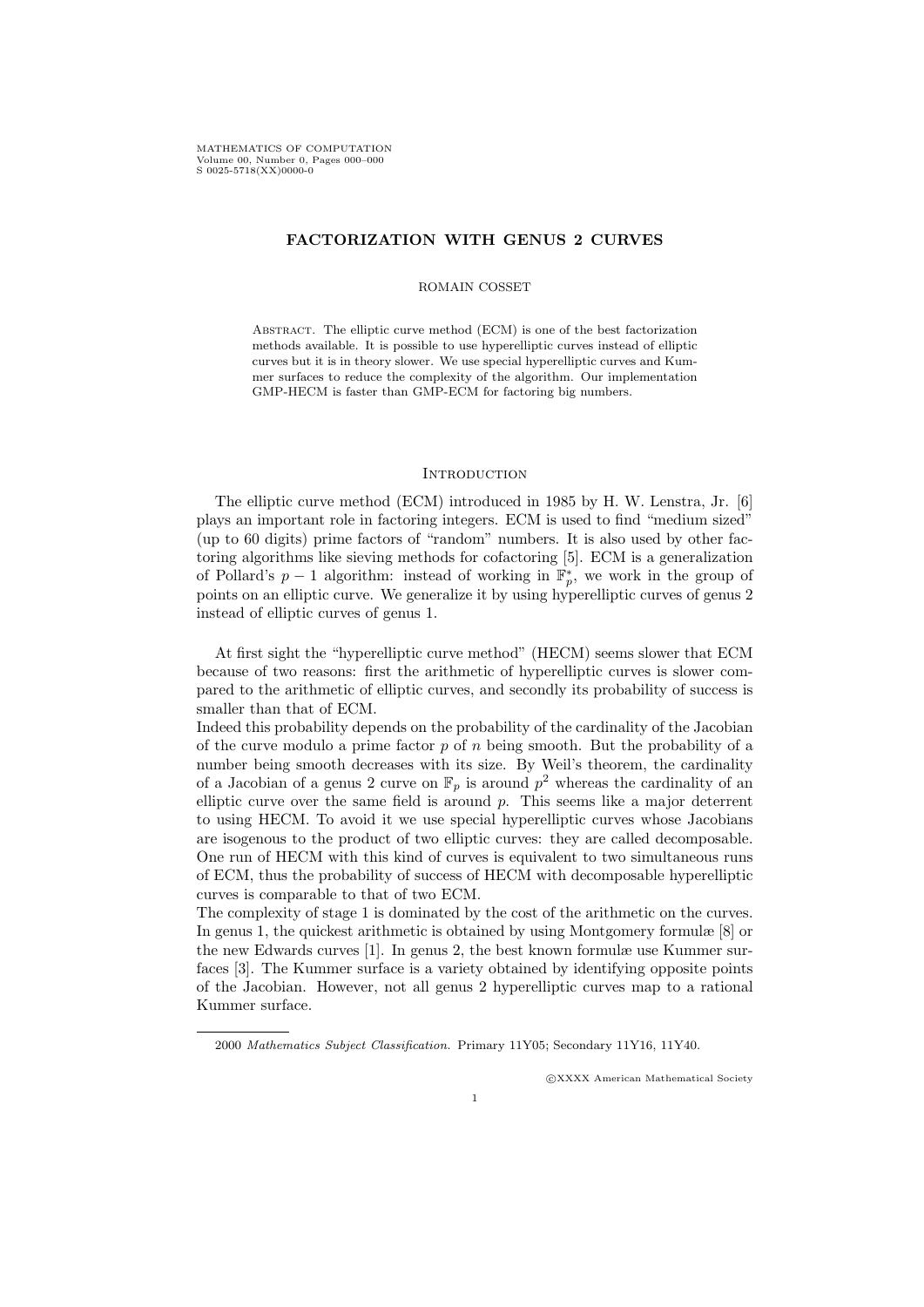# FACTORIZATION WITH GENUS 2 CURVES

ROMAIN COSSET

Abstract. The elliptic curve method (ECM) is one of the best factorization methods available. It is possible to use hyperelliptic curves instead of elliptic curves but it is in theory slower. We use special hyperelliptic curves and Kummer surfaces to reduce the complexity of the algorithm. Our implementation GMP-HECM is faster than GMP-ECM for factoring big numbers.

## Introduction

The elliptic curve method (ECM) introduced in 1985 by H. W. Lenstra, Jr. [6] plays an important role in factoring integers. ECM is used to find "medium sized" (up to 60 digits) prime factors of "random" numbers. It is also used by other factoring algorithms like sieving methods for cofactoring [5]. ECM is a generalization of Pollard's $p-1$ algorithm: instead of working in $\mathbb{F}_p^*$, we work in the group of points on an elliptic curve. We generalize it by using hyperelliptic curves of genus 2 instead of elliptic curves of genus 1.

At first sight the "hyperelliptic curve method" (HECM) seems slower that ECM because of two reasons: first the arithmetic of hyperelliptic curves is slower compared to the arithmetic of elliptic curves, and secondly its probability of success is smaller than that of ECM.
Indeed this probability depends on the probability of the cardinality of the Jacobian of the curve modulo a prime factor $p$ of $n$ being smooth. But the probability of a number being smooth decreases with its size. By Weil's theorem, the cardinality of a Jacobian of a genus 2 curve on $\mathbb{F}_p$ is around $p^2$ whereas the cardinality of an elliptic curve over the same field is around $p$. This seems like a major deterrent to using HECM. To avoid it we use special hyperelliptic curves whose Jacobians are isogenous to the product of two elliptic curves: they are called decomposable. One run of HECM with this kind of curves is equivalent to two simultaneous runs of ECM, thus the probability of success of HECM with decomposable hyperelliptic curves is comparable to that of two ECM.
The complexity of stage 1 is dominated by the cost of the arithmetic on the curves. In genus 1, the quickest arithmetic is obtained by using Montgomery formulæ [8] or the new Edwards curves [1]. In genus 2, the best known formulæ use Kummer surfaces [3]. The Kummer surface is a variety obtained by identifying opposite points of the Jacobian. However, not all genus 2 hyperelliptic curves map to a rational Kummer surface.

2000 *Mathematics Subject Classification.* Primary 11Y05; Secondary 11Y16, 11Y40.

©XXXX American Mathematical Society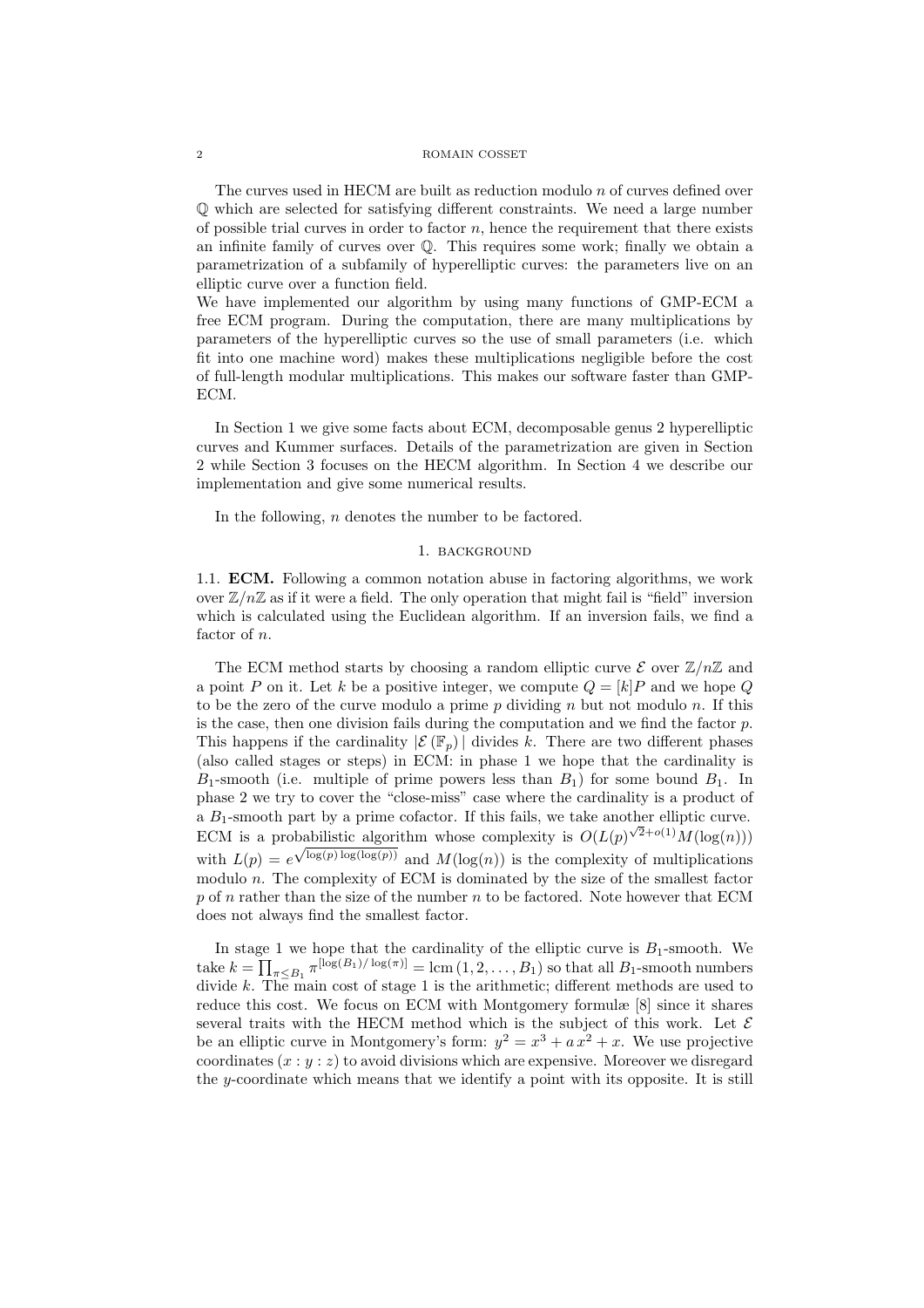The curves used in HECM are built as reduction modulo $n$ of curves defined over $\mathbb{Q}$ which are selected for satisfying different constraints. We need a large number of possible trial curves in order to factor $n$, hence the requirement that there exists an infinite family of curves over $\mathbb{Q}$. This requires some work; finally we obtain a parametrization of a subfamily of hyperelliptic curves: the parameters live on an elliptic curve over a function field.
We have implemented our algorithm by using many functions of GMP-ECM a free ECM program. During the computation, there are many multiplications by parameters of the hyperelliptic curves so the use of small parameters (i.e. which fit into one machine word) makes these multiplications negligible before the cost of full-length modular multiplications. This makes our software faster than GMP-ECM.

In Section 1 we give some facts about ECM, decomposable genus 2 hyperelliptic curves and Kummer surfaces. Details of the parametrization are given in Section 2 while Section 3 focuses on the HECM algorithm. In Section 4 we describe our implementation and give some numerical results.

In the following, $n$ denotes the number to be factored.

## 1. Background

**1.1. ECM.** Following a common notation abuse in factoring algorithms, we work over $\mathbb{Z}/n\mathbb{Z}$ as if it were a field. The only operation that might fail is "field" inversion which is calculated using the Euclidean algorithm. If an inversion fails, we find a factor of $n$.

The ECM method starts by choosing a random elliptic curve $\mathcal{E}$ over $\mathbb{Z}/n\mathbb{Z}$ and a point $P$ on it. Let $k$ be a positive integer, we compute $Q = [k]P$ and we hope $Q$ to be the zero of the curve modulo a prime $p$ dividing $n$ but not modulo $n$. If this is the case, then one division fails during the computation and we find the factor $p$. This happens if the cardinality $|\mathcal{E}(\mathbb{F}_p)|$ divides $k$. There are two different phases (also called stages or steps) in ECM: in phase 1 we hope that the cardinality is $B_1$-smooth (i.e. multiple of prime powers less than $B_1$) for some bound $B_1$. In phase 2 we try to cover the "close-miss" case where the cardinality is a product of a $B_1$-smooth part by a prime cofactor. If this fails, we take another elliptic curve. ECM is a probabilistic algorithm whose complexity is $O(L(p)^{\sqrt{2}+o(1)}M(\log(n)))$ with $L(p) = e^{\sqrt{\log(p)\log(\log(p))}}$ and $M(\log(n))$ is the complexity of multiplications modulo $n$. The complexity of ECM is dominated by the size of the smallest factor $p$ of $n$ rather than the size of the number $n$ to be factored. Note however that ECM does not always find the smallest factor.

In stage 1 we hope that the cardinality of the elliptic curve is $B_1$-smooth. We take $k = \prod_{\pi \leq B_1} \pi^{[\log(B_1)/\log(\pi)]} = \operatorname{lcm}(1, 2, \ldots, B_1)$ so that all $B_1$-smooth numbers divide $k$. The main cost of stage 1 is the arithmetic; different methods are used to reduce this cost. We focus on ECM with Montgomery formulæ [8] since it shares several traits with the HECM method which is the subject of this work. Let $\mathcal{E}$ be an elliptic curve in Montgomery's form: $y^2 = x^3 + a\,x^2 + x$. We use projective coordinates $(x : y : z)$ to avoid divisions which are expensive. Moreover we disregard the $y$-coordinate which means that we identify a point with its opposite. It is still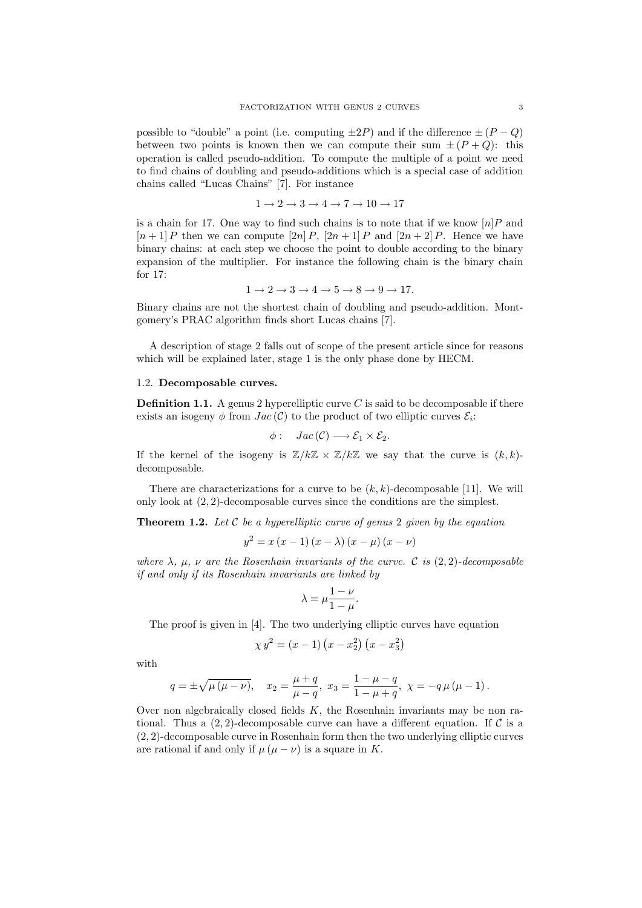possible to "double" a point (i.e. computing $\pm 2P$) and if the difference $\pm(P-Q)$ between two points is known then we can compute their sum $\pm(P+Q)$: this operation is called pseudo-addition. To compute the multiple of a point we need to find chains of doubling and pseudo-additions which is a special case of addition chains called "Lucas Chains" [7]. For instance

$$1 \to 2 \to 3 \to 4 \to 7 \to 10 \to 17$$

is a chain for 17. One way to find such chains is to note that if we know $[n]P$ and $[n+1]P$ then we can compute $[2n]P$, $[2n+1]P$ and $[2n+2]P$. Hence we have binary chains: at each step we choose the point to double according to the binary expansion of the multiplier. For instance the following chain is the binary chain for 17:

$$1 \to 2 \to 3 \to 4 \to 5 \to 8 \to 9 \to 17.$$

Binary chains are not the shortest chain of doubling and pseudo-addition. Montgomery's PRAC algorithm finds short Lucas chains [7].

A description of stage 2 falls out of scope of the present article since for reasons which will be explained later, stage 1 is the only phase done by HECM.

### 1.2. Decomposable curves.

**Definition 1.1.** A genus 2 hyperelliptic curve $C$ is said to be decomposable if there exists an isogeny $\phi$ from $Jac(\mathcal{C})$ to the product of two elliptic curves $\mathcal{E}_i$:

$$\phi: \quad Jac(\mathcal{C}) \longrightarrow \mathcal{E}_1 \times \mathcal{E}_2.$$

If the kernel of the isogeny is $\mathbb{Z}/k\mathbb{Z} \times \mathbb{Z}/k\mathbb{Z}$ we say that the curve is $(k,k)$-decomposable.

There are characterizations for a curve to be $(k,k)$-decomposable [11]. We will only look at $(2,2)$-decomposable curves since the conditions are the simplest.

**Theorem 1.2.** *Let $\mathcal{C}$ be a hyperelliptic curve of genus 2 given by the equation*

$$y^2 = x(x-1)(x-\lambda)(x-\mu)(x-\nu)$$

*where $\lambda$, $\mu$, $\nu$ are the Rosenhain invariants of the curve. $\mathcal{C}$ is $(2,2)$-decomposable if and only if its Rosenhain invariants are linked by*

$$\lambda = \mu \frac{1-\nu}{1-\mu}.$$

The proof is given in [4]. The two underlying elliptic curves have equation

$$\chi\, y^2 = (x-1)\left(x-x_2^2\right)\left(x-x_3^2\right)$$

with

$$q = \pm\sqrt{\mu(\mu-\nu)}, \quad x_2 = \frac{\mu+q}{\mu-q},\ x_3 = \frac{1-\mu-q}{1-\mu+q},\ \chi = -q\,\mu(\mu-1).$$

Over non algebraically closed fields $K$, the Rosenhain invariants may be non rational. Thus a $(2,2)$-decomposable curve can have a different equation. If $\mathcal{C}$ is a $(2,2)$-decomposable curve in Rosenhain form then the two underlying elliptic curves are rational if and only if $\mu(\mu-\nu)$ is a square in $K$.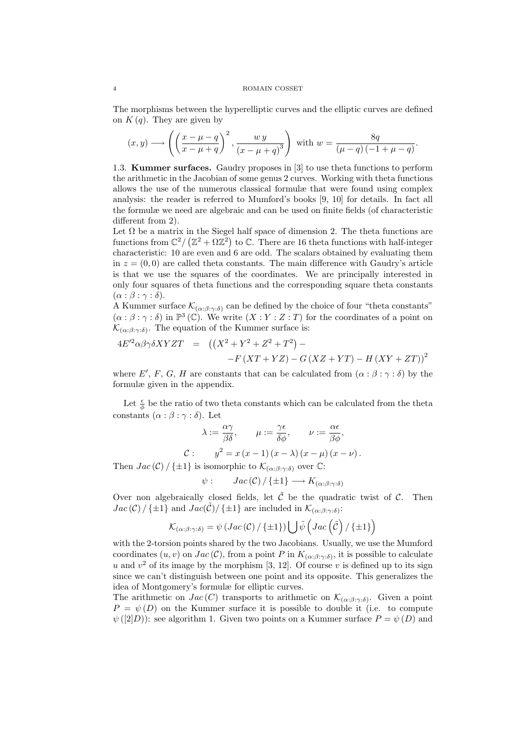The morphisms between the hyperelliptic curves and the elliptic curves are defined on $K(q)$. They are given by

$$(x,y) \longrightarrow \left( \left( \frac{x-\mu-q}{x-\mu+q} \right)^2, \frac{w\, y}{(x-\mu+q)^3} \right) \text{ with } w = \frac{8q}{(\mu-q)(-1+\mu-q)}.$$

### 1.3. Kummer surfaces.

Gaudry proposes in [3] to use theta functions to perform the arithmetic in the Jacobian of some genus 2 curves. Working with theta functions allows the use of the numerous classical formulæ that were found using complex analysis: the reader is referred to Mumford's books [9, 10] for details. In fact all the formulæ we need are algebraic and can be used on finite fields (of characteristic different from 2).

Let $\Omega$ be a matrix in the Siegel half space of dimension 2. The theta functions are functions from $\mathbb{C}^2/\left(\mathbb{Z}^2 + \Omega\mathbb{Z}^2\right)$ to $\mathbb{C}$. There are 16 theta functions with half-integer characteristic: 10 are even and 6 are odd. The scalars obtained by evaluating them in $z = (0,0)$ are called theta constants. The main difference with Gaudry's article is that we use the squares of the coordinates. We are principally interested in only four squares of theta functions and the corresponding square theta constants $(\alpha : \beta : \gamma : \delta)$.

A Kummer surface $\mathcal{K}_{(\alpha:\beta:\gamma:\delta)}$ can be defined by the choice of four "theta constants" $(\alpha : \beta : \gamma : \delta)$ in $\mathbb{P}^3(\mathbb{C})$. We write $(X : Y : Z : T)$ for the coordinates of a point on $\mathcal{K}_{(\alpha:\beta:\gamma:\delta)}$. The equation of the Kummer surface is:

$$\begin{aligned} 4E'^2\alpha\beta\gamma\delta XYZT &= \left( \left( X^2 + Y^2 + Z^2 + T^2 \right) - \right. \\ &\quad \left. -F(XT + YZ) - G(XZ + YT) - H(XY + ZT) \right)^2 \end{aligned}$$

where $E'$, $F$, $G$, $H$ are constants that can be calculated from $(\alpha : \beta : \gamma : \delta)$ by the formulæ given in the appendix.

Let $\frac{\epsilon}{\phi}$ be the ratio of two theta constants which can be calculated from the theta constants $(\alpha : \beta : \gamma : \delta)$. Let

$$\lambda := \frac{\alpha\gamma}{\beta\delta}, \qquad \mu := \frac{\gamma\epsilon}{\delta\phi}, \qquad \nu := \frac{\alpha\epsilon}{\beta\phi},$$

$$\mathcal{C} : \qquad y^2 = x(x-1)(x-\lambda)(x-\mu)(x-\nu).$$

Then $Jac(\mathcal{C})/\{\pm 1\}$ is isomorphic to $\mathcal{K}_{(\alpha:\beta:\gamma:\delta)}$ over $\mathbb{C}$:

$$\psi : \qquad Jac(\mathcal{C})/\{\pm 1\} \longrightarrow K_{(\alpha:\beta:\gamma:\delta)}$$

Over non algebraically closed fields, let $\tilde{\mathcal{C}}$ be the quadratic twist of $\mathcal{C}$. Then $Jac(\mathcal{C})/\{\pm 1\}$ and $Jac(\tilde{\mathcal{C}})/\{\pm 1\}$ are included in $\mathcal{K}_{(\alpha:\beta:\gamma:\delta)}$:

$$\mathcal{K}_{(\alpha:\beta:\gamma:\delta)} = \psi\left(Jac(\mathcal{C})/\{\pm 1\}\right) \bigcup \tilde{\psi}\left(Jac\left(\tilde{\mathcal{C}}\right)/\{\pm 1\}\right)$$

with the 2-torsion points shared by the two Jacobians. Usually, we use the Mumford coordinates $(u, v)$ on $Jac(\mathcal{C})$, from a point $P$ in $K_{(\alpha:\beta:\gamma:\delta)}$, it is possible to calculate $u$ and $v^2$ of its image by the morphism [3, 12]. Of course $v$ is defined up to its sign since we can't distinguish between one point and its opposite. This generalizes the idea of Montgomery's formulæ for elliptic curves.

The arithmetic on $Jac(C)$ transports to arithmetic on $\mathcal{K}_{(\alpha:\beta:\gamma:\delta)}$. Given a point $P = \psi(D)$ on the Kummer surface it is possible to double it (i.e. to compute $\psi([2]D)$): see algorithm 1. Given two points on a Kummer surface $P = \psi(D)$ and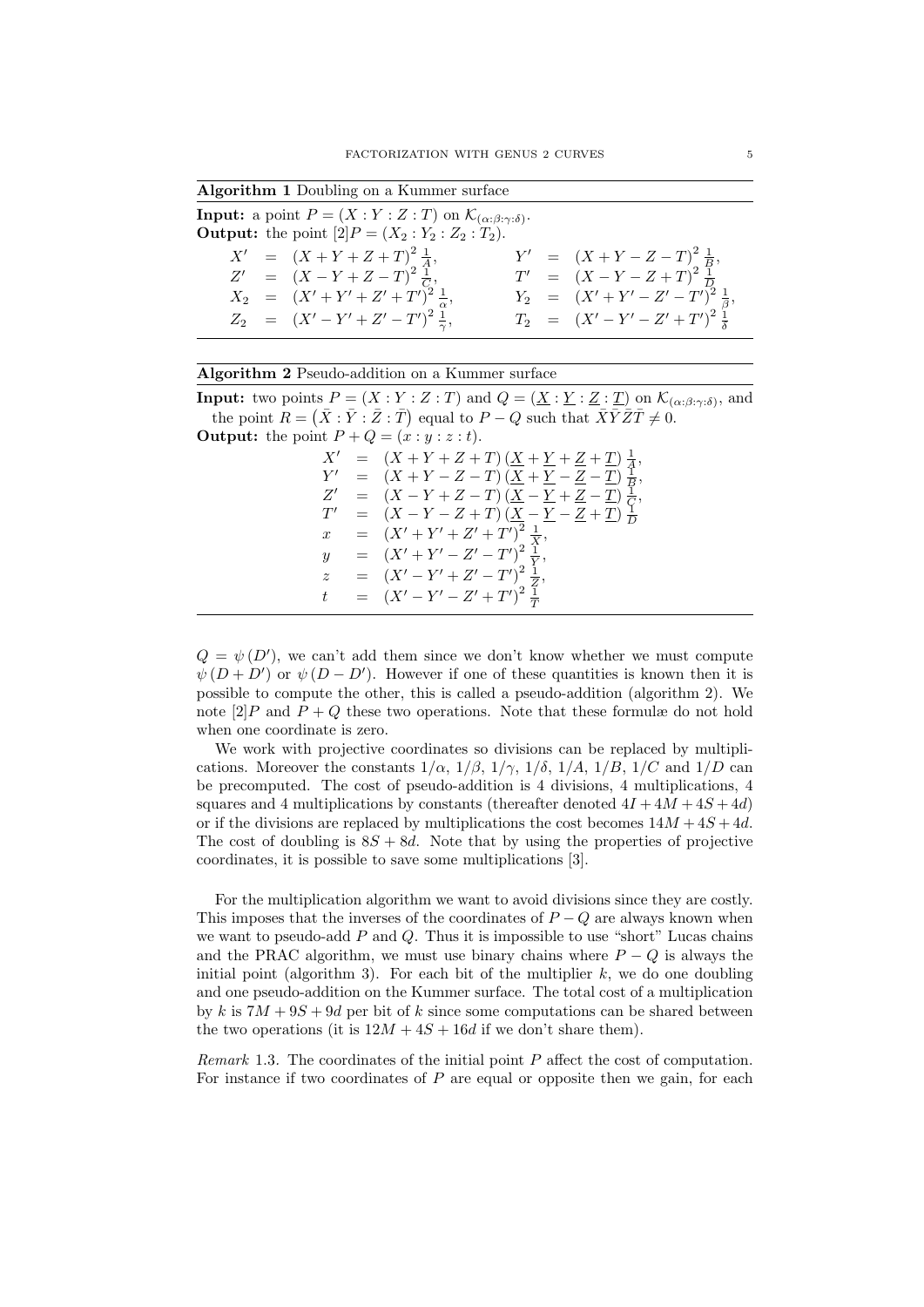**Algorithm 1** Doubling on a Kummer surface

**Input:** a point $P = (X : Y : Z : T)$ on $\mathcal{K}_{(\alpha:\beta:\gamma:\delta)}$.
**Output:** the point $[2]P = (X_2 : Y_2 : Z_2 : T_2)$.

$$
\begin{array}{rclrcl}
X' & = & (X+Y+Z+T)^2 \frac{1}{A}, & Y' & = & (X+Y-Z-T)^2 \frac{1}{B}, \\
Z' & = & (X-Y+Z-T)^2 \frac{1}{C}, & T' & = & (X-Y-Z+T)^2 \frac{1}{D} \\
X_2 & = & (X'+Y'+Z'+T')^2 \frac{1}{\alpha}, & Y_2 & = & (X'+Y'-Z'-T')^2 \frac{1}{\beta}, \\
Z_2 & = & (X'-Y'+Z'-T')^2 \frac{1}{\gamma}, & T_2 & = & (X'-Y'-Z'+T')^2 \frac{1}{\delta}
\end{array}
$$

**Algorithm 2** Pseudo-addition on a Kummer surface

**Input:** two points $P = (X : Y : Z : T)$ and $Q = (\underline{X} : \underline{Y} : \underline{Z} : \underline{T})$ on $\mathcal{K}_{(\alpha:\beta:\gamma:\delta)}$, and the point $R = (\bar{X} : \bar{Y} : \bar{Z} : \bar{T})$ equal to $P - Q$ such that $\bar{X}\bar{Y}\bar{Z}\bar{T} \neq 0$.
**Output:** the point $P + Q = (x : y : z : t)$.

$$
\begin{array}{rcl}
X' & = & (X+Y+Z+T)(\underline{X}+\underline{Y}+\underline{Z}+\underline{T}) \frac{1}{A}, \\
Y' & = & (X+Y-Z-T)(\underline{X}+\underline{Y}-\underline{Z}-\underline{T}) \frac{1}{B}, \\
Z' & = & (X-Y+Z-T)(\underline{X}-\underline{Y}+\underline{Z}-\underline{T}) \frac{1}{C}, \\
T' & = & (X-Y-Z+T)(\underline{X}-\underline{Y}-\underline{Z}+\underline{T}) \frac{1}{D} \\
x & = & (X'+Y'+Z'+T')^2 \frac{1}{\bar{X}}, \\
y & = & (X'+Y'-Z'-T')^2 \frac{1}{\bar{Y}}, \\
z & = & (X'-Y'+Z'-T')^2 \frac{1}{\bar{Z}}, \\
t & = & (X'-Y'-Z'+T')^2 \frac{1}{\bar{T}}
\end{array}
$$

$Q = \psi(D')$, we can't add them since we don't know whether we must compute $\psi(D + D')$ or $\psi(D - D')$. However if one of these quantities is known then it is possible to compute the other, this is called a pseudo-addition (algorithm 2). We note $[2]P$ and $P + Q$ these two operations. Note that these formulæ do not hold when one coordinate is zero.

We work with projective coordinates so divisions can be replaced by multiplications. Moreover the constants $1/\alpha$, $1/\beta$, $1/\gamma$, $1/\delta$, $1/A$, $1/B$, $1/C$ and $1/D$ can be precomputed. The cost of pseudo-addition is 4 divisions, 4 multiplications, 4 squares and 4 multiplications by constants (thereafter denoted $4I + 4M + 4S + 4d$) or if the divisions are replaced by multiplications the cost becomes $14M + 4S + 4d$. The cost of doubling is $8S + 8d$. Note that by using the properties of projective coordinates, it is possible to save some multiplications [3].

For the multiplication algorithm we want to avoid divisions since they are costly. This imposes that the inverses of the coordinates of $P - Q$ are always known when we want to pseudo-add $P$ and $Q$. Thus it is impossible to use "short" Lucas chains and the PRAC algorithm, we must use binary chains where $P - Q$ is always the initial point (algorithm 3). For each bit of the multiplier $k$, we do one doubling and one pseudo-addition on the Kummer surface. The total cost of a multiplication by $k$ is $7M + 9S + 9d$ per bit of $k$ since some computations can be shared between the two operations (it is $12M + 4S + 16d$ if we don't share them).

*Remark* 1.3. The coordinates of the initial point $P$ affect the cost of computation. For instance if two coordinates of $P$ are equal or opposite then we gain, for each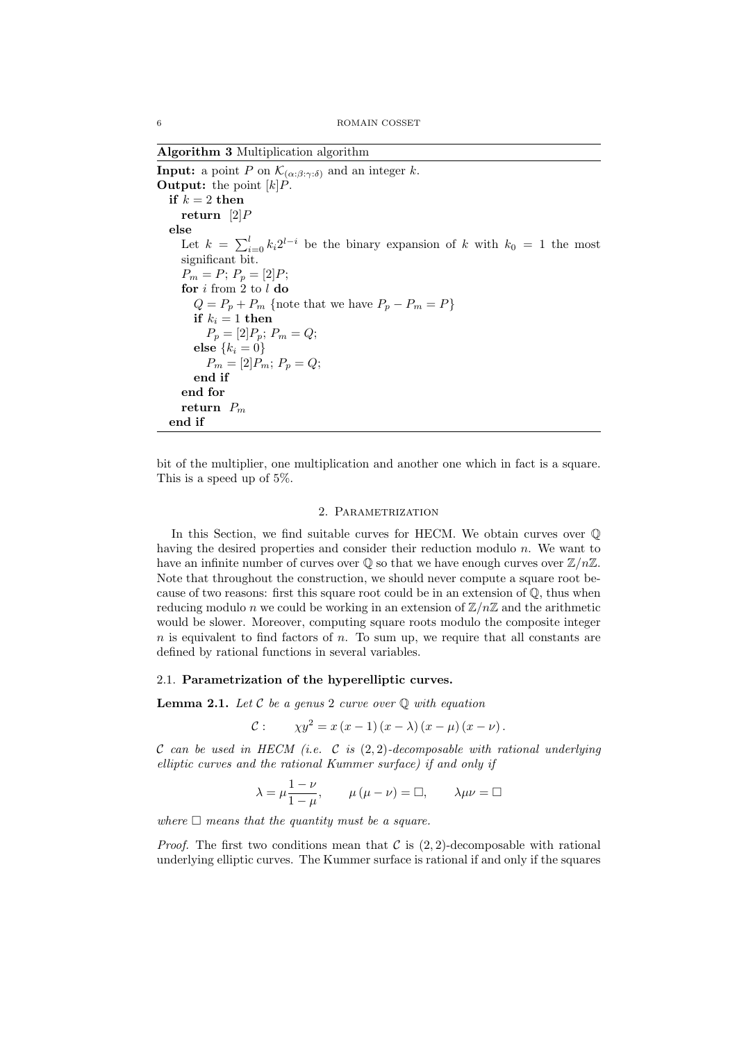**Algorithm 3** Multiplication algorithm

```
Input: a point P on K_(α:β:γ:δ) and an integer k.
Output: the point [k]P.
  if k = 2 then
    return [2]P
  else
    Let k = Σ_{i=0}^{l} k_i 2^{l-i} be the binary expansion of k with k_0 = 1 the most
    significant bit.
    P_m = P; P_p = [2]P;
    for i from 2 to l do
      Q = P_p + P_m {note that we have P_p − P_m = P}
      if k_i = 1 then
        P_p = [2]P_p; P_m = Q;
      else {k_i = 0}
        P_m = [2]P_m; P_p = Q;
      end if
    end for
    return P_m
  end if
```

bit of the multiplier, one multiplication and another one which in fact is a square. This is a speed up of 5%.

## 2. Parametrization

In this Section, we find suitable curves for HECM. We obtain curves over $\mathbb{Q}$ having the desired properties and consider their reduction modulo $n$. We want to have an infinite number of curves over $\mathbb{Q}$ so that we have enough curves over $\mathbb{Z}/n\mathbb{Z}$. Note that throughout the construction, we should never compute a square root because of two reasons: first this square root could be in an extension of $\mathbb{Q}$, thus when reducing modulo $n$ we could be working in an extension of $\mathbb{Z}/n\mathbb{Z}$ and the arithmetic would be slower. Moreover, computing square roots modulo the composite integer $n$ is equivalent to find factors of $n$. To sum up, we require that all constants are defined by rational functions in several variables.

### 2.1. Parametrization of the hyperelliptic curves.

**Lemma 2.1.** *Let $\mathcal{C}$ be a genus 2 curve over $\mathbb{Q}$ with equation*

$$\mathcal{C}: \qquad \chi y^2 = x\,(x-1)\,(x-\lambda)\,(x-\mu)\,(x-\nu)\,.$$

*$\mathcal{C}$ can be used in HECM (i.e. $\mathcal{C}$ is $(2,2)$-decomposable with rational underlying elliptic curves and the rational Kummer surface) if and only if*

$$\lambda = \mu\frac{1-\nu}{1-\mu}, \qquad \mu\,(\mu-\nu) = \square, \qquad \lambda\mu\nu = \square$$

*where $\square$ means that the quantity must be a square.*

*Proof.* The first two conditions mean that $\mathcal{C}$ is $(2,2)$-decomposable with rational underlying elliptic curves. The Kummer surface is rational if and only if the squares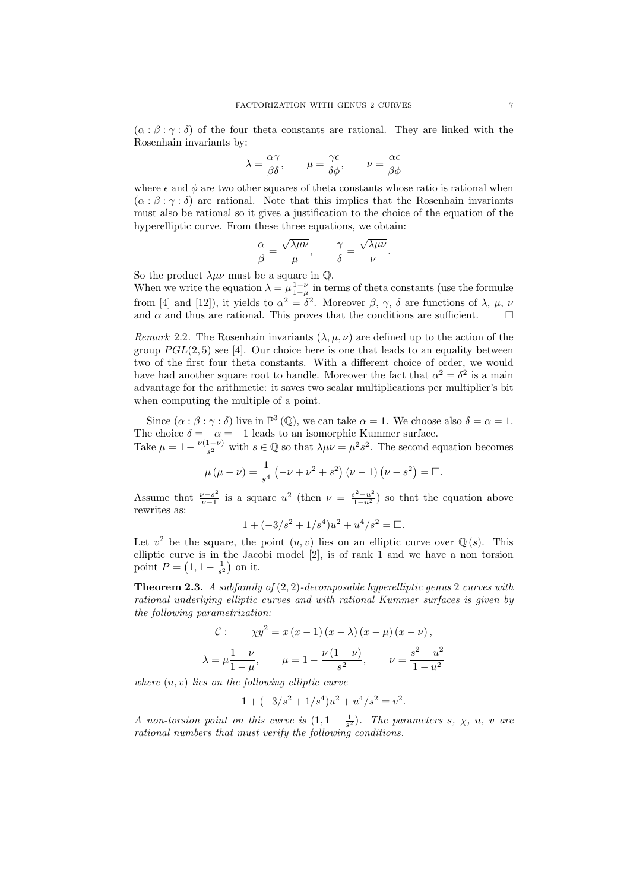$(\alpha : \beta : \gamma : \delta)$ of the four theta constants are rational. They are linked with the Rosenhain invariants by:

$$\lambda = \frac{\alpha\gamma}{\beta\delta}, \qquad \mu = \frac{\gamma\epsilon}{\delta\phi}, \qquad \nu = \frac{\alpha\epsilon}{\beta\phi}$$

where $\epsilon$ and $\phi$ are two other squares of theta constants whose ratio is rational when $(\alpha : \beta : \gamma : \delta)$ are rational. Note that this implies that the Rosenhain invariants must also be rational so it gives a justification to the choice of the equation of the hyperelliptic curve. From these three equations, we obtain:

$$\frac{\alpha}{\beta} = \frac{\sqrt{\lambda\mu\nu}}{\mu}, \qquad \frac{\gamma}{\delta} = \frac{\sqrt{\lambda\mu\nu}}{\nu}.$$

So the product $\lambda\mu\nu$ must be a square in $\mathbb{Q}$.
When we write the equation $\lambda = \mu\frac{1-\nu}{1-\mu}$ in terms of theta constants (use the formulæ from [4] and [12]), it yields to $\alpha^2 = \delta^2$. Moreover $\beta$, $\gamma$, $\delta$ are functions of $\lambda$, $\mu$, $\nu$ and $\alpha$ and thus are rational. This proves that the conditions are sufficient. $\square$

*Remark* 2.2. The Rosenhain invariants $(\lambda, \mu, \nu)$ are defined up to the action of the group $PGL(2, 5)$ see [4]. Our choice here is one that leads to an equality between two of the first four theta constants. With a different choice of order, we would have had another square root to handle. Moreover the fact that $\alpha^2 = \delta^2$ is a main advantage for the arithmetic: it saves two scalar multiplications per multiplier's bit when computing the multiple of a point.

Since $(\alpha : \beta : \gamma : \delta)$ live in $\mathbb{P}^3(\mathbb{Q})$, we can take $\alpha = 1$. We choose also $\delta = \alpha = 1$. The choice $\delta = -\alpha = -1$ leads to an isomorphic Kummer surface.
Take $\mu = 1 - \frac{\nu(1-\nu)}{s^2}$ with $s \in \mathbb{Q}$ so that $\lambda\mu\nu = \mu^2 s^2$. The second equation becomes

$$\mu(\mu - \nu) = \frac{1}{s^4}\left(-\nu + \nu^2 + s^2\right)(\nu - 1)\left(\nu - s^2\right) = \square.$$

Assume that $\frac{\nu - s^2}{\nu - 1}$ is a square $u^2$ (then $\nu = \frac{s^2 - u^2}{1 - u^2}$) so that the equation above rewrites as:

$$1 + (-3/s^2 + 1/s^4)u^2 + u^4/s^2 = \square.$$

Let $v^2$ be the square, the point $(u, v)$ lies on an elliptic curve over $\mathbb{Q}(s)$. This elliptic curve is in the Jacobi model [2], is of rank 1 and we have a non torsion point $P = \left(1, 1 - \frac{1}{s^2}\right)$ on it.

**Theorem 2.3.** *A subfamily of* $(2, 2)$*-decomposable hyperelliptic genus* 2 *curves with rational underlying elliptic curves and with rational Kummer surfaces is given by the following parametrization:*

$$\mathcal{C}: \qquad \chi y^2 = x(x-1)(x-\lambda)(x-\mu)(x-\nu),$$

$$\lambda = \mu\frac{1-\nu}{1-\mu}, \qquad \mu = 1 - \frac{\nu(1-\nu)}{s^2}, \qquad \nu = \frac{s^2 - u^2}{1 - u^2}$$

*where* $(u, v)$ *lies on the following elliptic curve*

$$1 + (-3/s^2 + 1/s^4)u^2 + u^4/s^2 = v^2.$$

*A non-torsion point on this curve is* $(1, 1 - \frac{1}{s^2})$*. The parameters* $s$*,* $\chi$*,* $u$*,* $v$ *are rational numbers that must verify the following conditions.*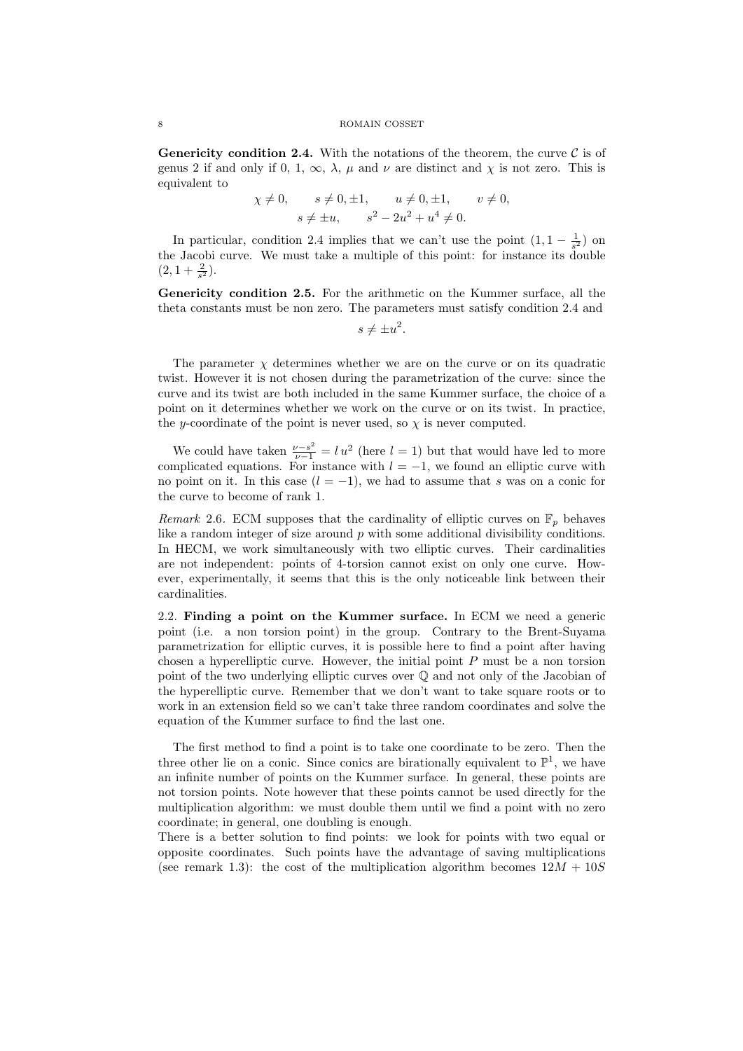**Genericity condition 2.4.** With the notations of the theorem, the curve $\mathcal{C}$ is of genus 2 if and only if 0, 1, $\infty$, $\lambda$, $\mu$ and $\nu$ are distinct and $\chi$ is not zero. This is equivalent to

$$\chi \neq 0, \qquad s \neq 0, \pm 1, \qquad u \neq 0, \pm 1, \qquad v \neq 0,$$
$$s \neq \pm u, \qquad s^2 - 2u^2 + u^4 \neq 0.$$

In particular, condition 2.4 implies that we can't use the point $(1, 1 - \frac{1}{s^2})$ on the Jacobi curve. We must take a multiple of this point: for instance its double $(2, 1 + \frac{2}{s^2})$.

**Genericity condition 2.5.** For the arithmetic on the Kummer surface, all the theta constants must be non zero. The parameters must satisfy condition 2.4 and

$$s \neq \pm u^2.$$

The parameter $\chi$ determines whether we are on the curve or on its quadratic twist. However it is not chosen during the parametrization of the curve: since the curve and its twist are both included in the same Kummer surface, the choice of a point on it determines whether we work on the curve or on its twist. In practice, the $y$-coordinate of the point is never used, so $\chi$ is never computed.

We could have taken $\frac{\nu - s^2}{\nu - 1} = l\, u^2$ (here $l = 1$) but that would have led to more complicated equations. For instance with $l = -1$, we found an elliptic curve with no point on it. In this case ($l = -1$), we had to assume that $s$ was on a conic for the curve to become of rank 1.

*Remark* 2.6. ECM supposes that the cardinality of elliptic curves on $\mathbb{F}_p$ behaves like a random integer of size around $p$ with some additional divisibility conditions. In HECM, we work simultaneously with two elliptic curves. Their cardinalities are not independent: points of 4-torsion cannot exist on only one curve. However, experimentally, it seems that this is the only noticeable link between their cardinalities.

2.2. **Finding a point on the Kummer surface.** In ECM we need a generic point (i.e. a non torsion point) in the group. Contrary to the Brent-Suyama parametrization for elliptic curves, it is possible here to find a point after having chosen a hyperelliptic curve. However, the initial point $P$ must be a non torsion point of the two underlying elliptic curves over $\mathbb{Q}$ and not only of the Jacobian of the hyperelliptic curve. Remember that we don't want to take square roots or to work in an extension field so we can't take three random coordinates and solve the equation of the Kummer surface to find the last one.

The first method to find a point is to take one coordinate to be zero. Then the three other lie on a conic. Since conics are birationally equivalent to $\mathbb{P}^1$, we have an infinite number of points on the Kummer surface. In general, these points are not torsion points. Note however that these points cannot be used directly for the multiplication algorithm: we must double them until we find a point with no zero coordinate; in general, one doubling is enough.
There is a better solution to find points: we look for points with two equal or opposite coordinates. Such points have the advantage of saving multiplications (see remark 1.3): the cost of the multiplication algorithm becomes $12M + 10S$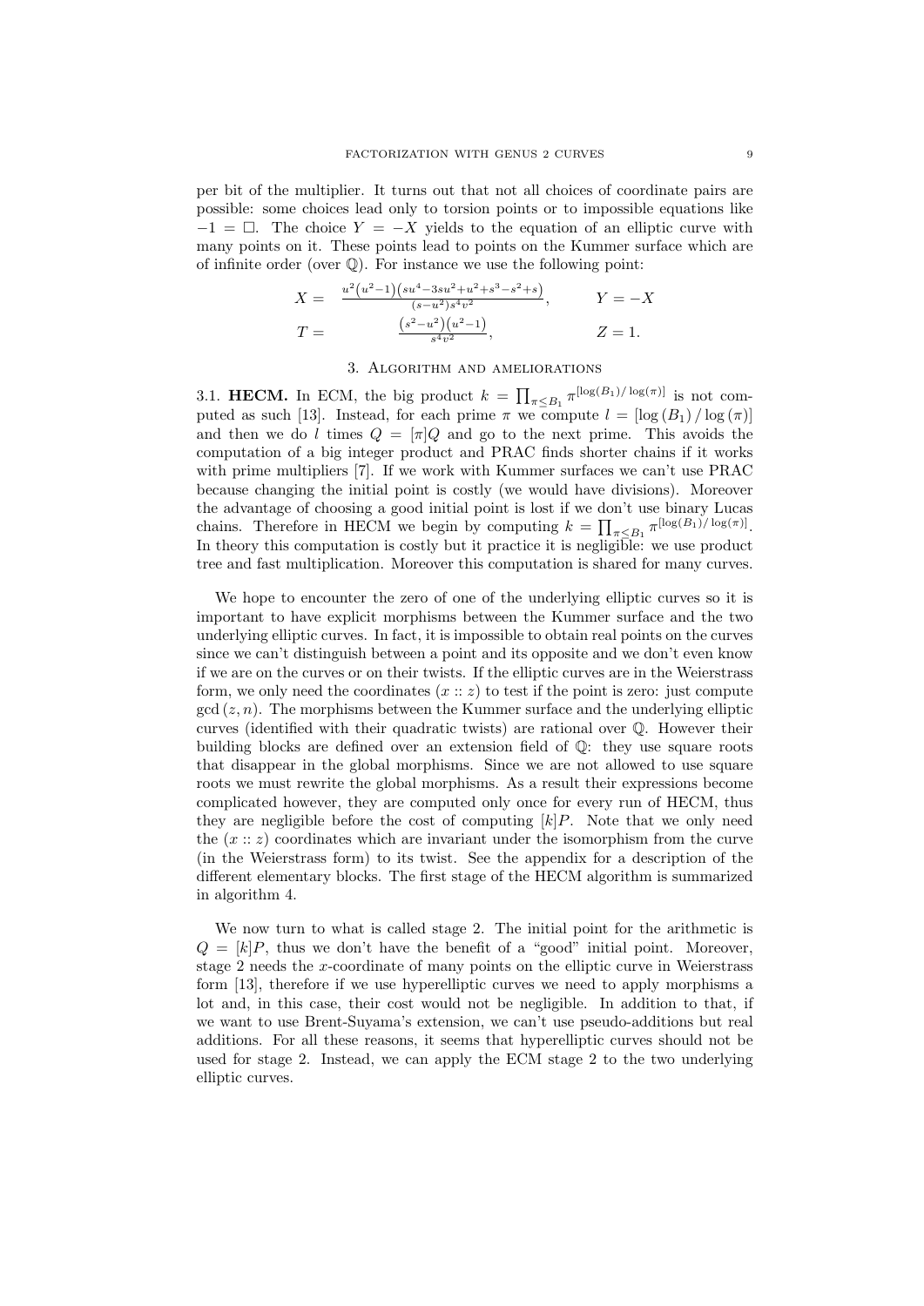per bit of the multiplier. It turns out that not all choices of coordinate pairs are possible: some choices lead only to torsion points or to impossible equations like $-1 = \square$. The choice $Y = -X$ yields to the equation of an elliptic curve with many points on it. These points lead to points on the Kummer surface which are of infinite order (over $\mathbb{Q}$). For instance we use the following point:

$$X = \frac{u^2\left(u^2-1\right)\left(su^4-3su^2+u^2+s^3-s^2+s\right)}{(s-u^2)s^4v^2}, \qquad Y = -X$$
$$T = \frac{\left(s^2-u^2\right)\left(u^2-1\right)}{s^4v^2}, \qquad Z = 1.$$

## 3. Algorithm and ameliorations

3.1. **HECM.** In ECM, the big product $k = \prod_{\pi \leq B_1} \pi^{[\log(B_1)/\log(\pi)]}$ is not computed as such [13]. Instead, for each prime $\pi$ we compute $l = [\log(B_1)/\log(\pi)]$ and then we do $l$ times $Q = [\pi]Q$ and go to the next prime. This avoids the computation of a big integer product and PRAC finds shorter chains if it works with prime multipliers [7]. If we work with Kummer surfaces we can't use PRAC because changing the initial point is costly (we would have divisions). Moreover the advantage of choosing a good initial point is lost if we don't use binary Lucas chains. Therefore in HECM we begin by computing $k = \prod_{\pi \leq B_1} \pi^{[\log(B_1)/\log(\pi)]}$. In theory this computation is costly but it practice it is negligible: we use product tree and fast multiplication. Moreover this computation is shared for many curves.

We hope to encounter the zero of one of the underlying elliptic curves so it is important to have explicit morphisms between the Kummer surface and the two underlying elliptic curves. In fact, it is impossible to obtain real points on the curves since we can't distinguish between a point and its opposite and we don't even know if we are on the curves or on their twists. If the elliptic curves are in the Weierstrass form, we only need the coordinates $(x :: z)$ to test if the point is zero: just compute $\gcd(z, n)$. The morphisms between the Kummer surface and the underlying elliptic curves (identified with their quadratic twists) are rational over $\mathbb{Q}$. However their building blocks are defined over an extension field of $\mathbb{Q}$: they use square roots that disappear in the global morphisms. Since we are not allowed to use square roots we must rewrite the global morphisms. As a result their expressions become complicated however, they are computed only once for every run of HECM, thus they are negligible before the cost of computing $[k]P$. Note that we only need the $(x :: z)$ coordinates which are invariant under the isomorphism from the curve (in the Weierstrass form) to its twist. See the appendix for a description of the different elementary blocks. The first stage of the HECM algorithm is summarized in algorithm 4.

We now turn to what is called stage 2. The initial point for the arithmetic is $Q = [k]P$, thus we don't have the benefit of a "good" initial point. Moreover, stage 2 needs the $x$-coordinate of many points on the elliptic curve in Weierstrass form [13], therefore if we use hyperelliptic curves we need to apply morphisms a lot and, in this case, their cost would not be negligible. In addition to that, if we want to use Brent-Suyama's extension, we can't use pseudo-additions but real additions. For all these reasons, it seems that hyperelliptic curves should not be used for stage 2. Instead, we can apply the ECM stage 2 to the two underlying elliptic curves.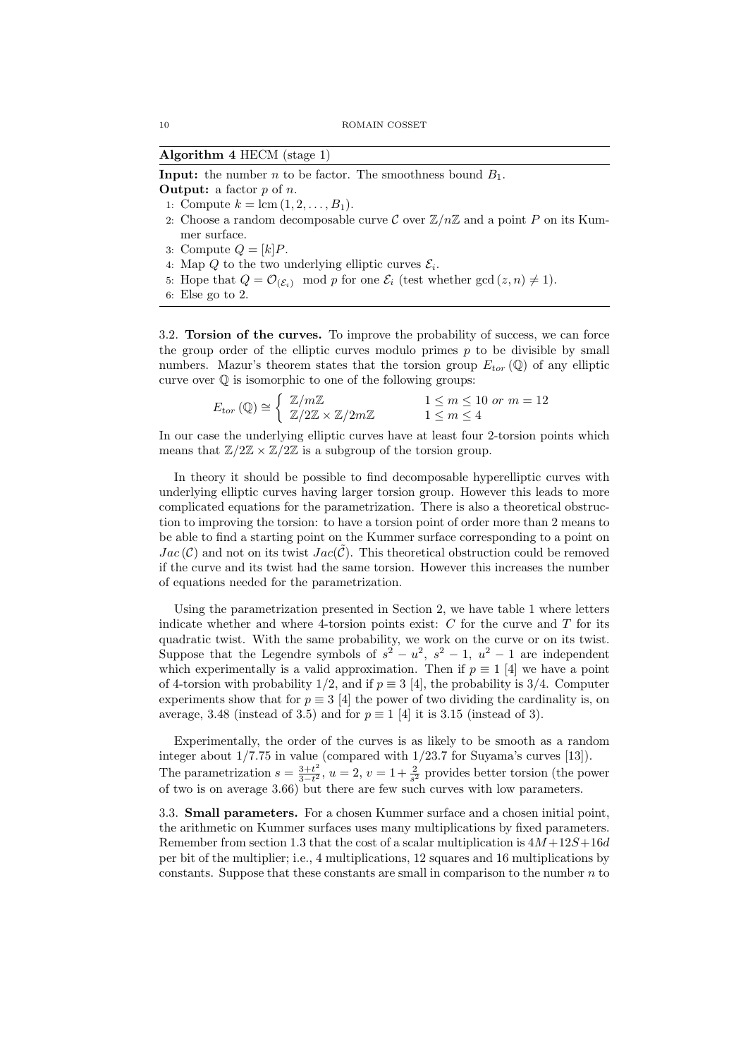**Algorithm 4** HECM (stage 1)

**Input:** the number $n$ to be factor. The smoothness bound $B_1$.
**Output:** a factor $p$ of $n$.

1: Compute $k = \mathrm{lcm}\,(1, 2, \ldots, B_1)$.
2: Choose a random decomposable curve $\mathcal{C}$ over $\mathbb{Z}/n\mathbb{Z}$ and a point $P$ on its Kummer surface.
3: Compute $Q = [k]P$.
4: Map $Q$ to the two underlying elliptic curves $\mathcal{E}_i$.
5: Hope that $Q = \mathcal{O}_{(\mathcal{E}_i)} \mod p$ for one $\mathcal{E}_i$ (test whether $\gcd(z, n) \neq 1$).
6: Else go to 2.

3.2. **Torsion of the curves.** To improve the probability of success, we can force the group order of the elliptic curves modulo primes $p$ to be divisible by small numbers. Mazur's theorem states that the torsion group $E_{tor}(\mathbb{Q})$ of any elliptic curve over $\mathbb{Q}$ is isomorphic to one of the following groups:

$$E_{tor}(\mathbb{Q}) \cong \begin{cases} \mathbb{Z}/m\mathbb{Z} & 1 \leq m \leq 10 \text{ or } m = 12 \\ \mathbb{Z}/2\mathbb{Z} \times \mathbb{Z}/2m\mathbb{Z} & 1 \leq m \leq 4 \end{cases}$$

In our case the underlying elliptic curves have at least four 2-torsion points which means that $\mathbb{Z}/2\mathbb{Z} \times \mathbb{Z}/2\mathbb{Z}$ is a subgroup of the torsion group.

In theory it should be possible to find decomposable hyperelliptic curves with underlying elliptic curves having larger torsion group. However this leads to more complicated equations for the parametrization. There is also a theoretical obstruction to improving the torsion: to have a torsion point of order more than 2 means to be able to find a starting point on the Kummer surface corresponding to a point on $Jac(\mathcal{C})$ and not on its twist $Jac(\tilde{\mathcal{C}})$. This theoretical obstruction could be removed if the curve and its twist had the same torsion. However this increases the number of equations needed for the parametrization.

Using the parametrization presented in Section 2, we have table 1 where letters indicate whether and where 4-torsion points exist: $C$ for the curve and $T$ for its quadratic twist. With the same probability, we work on the curve or on its twist. Suppose that the Legendre symbols of $s^2 - u^2$, $s^2 - 1$, $u^2 - 1$ are independent which experimentally is a valid approximation. Then if $p \equiv 1$ [4] we have a point of 4-torsion with probability 1/2, and if $p \equiv 3$ [4], the probability is 3/4. Computer experiments show that for $p \equiv 3$ [4] the power of two dividing the cardinality is, on average, 3.48 (instead of 3.5) and for $p \equiv 1$ [4] it is 3.15 (instead of 3).

Experimentally, the order of the curves is as likely to be smooth as a random integer about 1/7.75 in value (compared with 1/23.7 for Suyama's curves [13]). The parametrization $s = \frac{3+t^2}{3-t^2}$, $u = 2$, $v = 1 + \frac{2}{s^2}$ provides better torsion (the power of two is on average 3.66) but there are few such curves with low parameters.

3.3. **Small parameters.** For a chosen Kummer surface and a chosen initial point, the arithmetic on Kummer surfaces uses many multiplications by fixed parameters. Remember from section 1.3 that the cost of a scalar multiplication is $4M + 12S + 16d$ per bit of the multiplier; i.e., 4 multiplications, 12 squares and 16 multiplications by constants. Suppose that these constants are small in comparison to the number $n$ to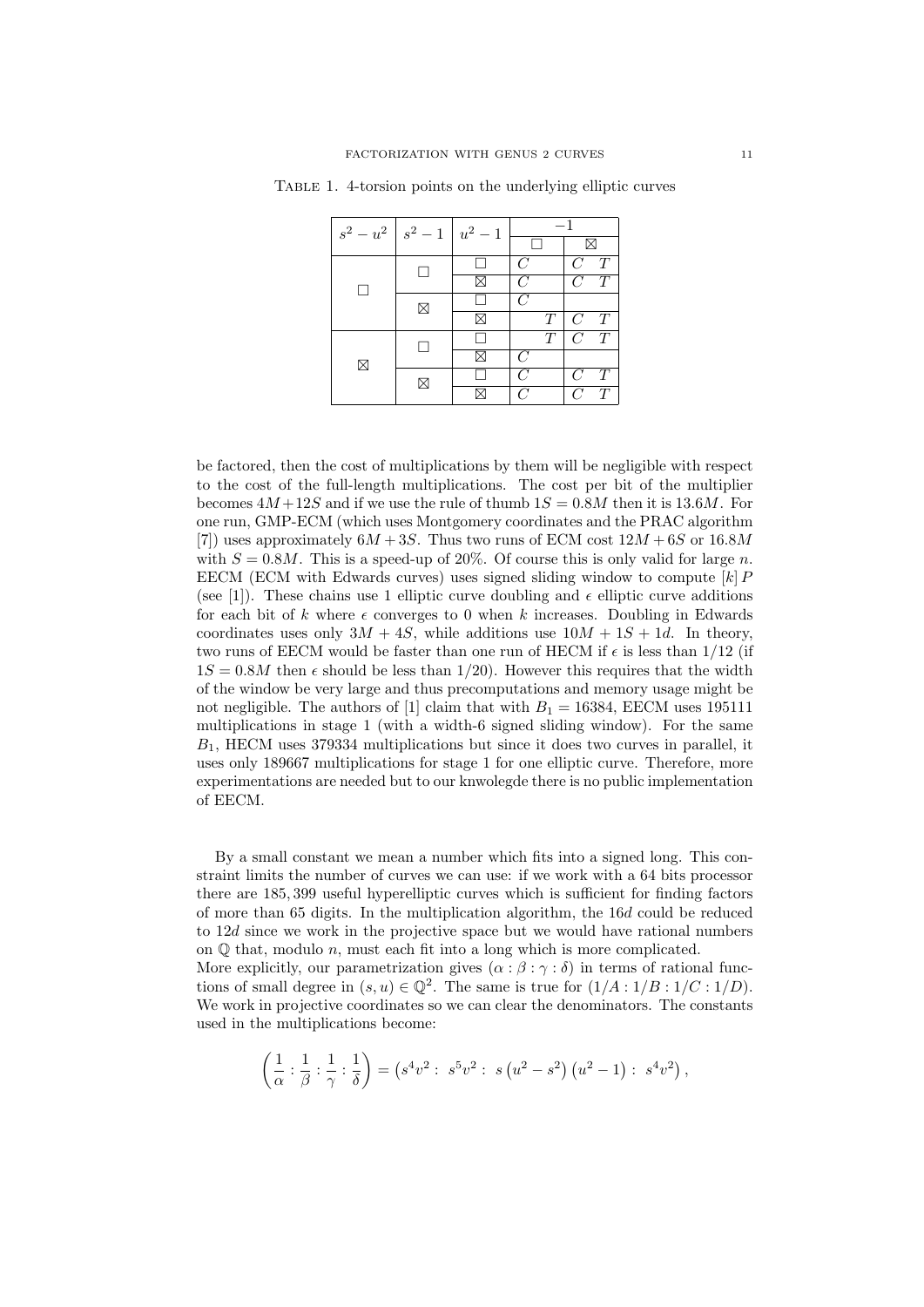Table 1. 4-torsion points on the underlying elliptic curves

| $s^2-u^2$ | $s^2-1$ | $u^2-1$ | $-1$ | |
|---|---|---|---|---|
| | | | $\square$ | $\boxtimes$ |
| $\square$ | $\square$ | $\square$ | $C$ | $C$ $T$ |
| | | $\boxtimes$ | $C$ | $C$ $T$ |
| | $\boxtimes$ | $\square$ | $C$ | |
| | | $\boxtimes$ | $T$ | $C$ $T$ |
| $\boxtimes$ | $\square$ | $\square$ | $T$ | $C$ $T$ |
| | | $\boxtimes$ | $C$ | |
| | $\boxtimes$ | $\square$ | $C$ | $C$ $T$ |
| | | $\boxtimes$ | $C$ | $C$ $T$ |

be factored, then the cost of multiplications by them will be negligible with respect to the cost of the full-length multiplications. The cost per bit of the multiplier becomes $4M+12S$ and if we use the rule of thumb $1S = 0.8M$ then it is $13.6M$. For one run, GMP-ECM (which uses Montgomery coordinates and the PRAC algorithm [7]) uses approximately $6M + 3S$. Thus two runs of ECM cost $12M + 6S$ or $16.8M$ with $S = 0.8M$. This is a speed-up of 20%. Of course this is only valid for large $n$. EECM (ECM with Edwards curves) uses signed sliding window to compute $[k]P$ (see [1]). These chains use 1 elliptic curve doubling and $\epsilon$ elliptic curve additions for each bit of $k$ where $\epsilon$ converges to 0 when $k$ increases. Doubling in Edwards coordinates uses only $3M + 4S$, while additions use $10M + 1S + 1d$. In theory, two runs of EECM would be faster than one run of HECM if $\epsilon$ is less than $1/12$ (if $1S = 0.8M$ then $\epsilon$ should be less than $1/20$). However this requires that the width of the window be very large and thus precomputations and memory usage might be not negligible. The authors of [1] claim that with $B_1 = 16384$, EECM uses 195111 multiplications in stage 1 (with a width-6 signed sliding window). For the same $B_1$, HECM uses 379334 multiplications but since it does two curves in parallel, it uses only 189667 multiplications for stage 1 for one elliptic curve. Therefore, more experimentations are needed but to our knwolegde there is no public implementation of EECM.

By a small constant we mean a number which fits into a signed long. This constraint limits the number of curves we can use: if we work with a 64 bits processor there are 185, 399 useful hyperelliptic curves which is sufficient for finding factors of more than 65 digits. In the multiplication algorithm, the $16d$ could be reduced to $12d$ since we work in the projective space but we would have rational numbers on $\mathbb{Q}$ that, modulo $n$, must each fit into a long which is more complicated.
More explicitly, our parametrization gives $(\alpha : \beta : \gamma : \delta)$ in terms of rational functions of small degree in $(s, u) \in \mathbb{Q}^2$. The same is true for $(1/A : 1/B : 1/C : 1/D)$. We work in projective coordinates so we can clear the denominators. The constants used in the multiplications become:

$$\left(\frac{1}{\alpha} : \frac{1}{\beta} : \frac{1}{\gamma} : \frac{1}{\delta}\right) = \left(s^4v^2 :\ s^5v^2 :\ s\left(u^2-s^2\right)\left(u^2-1\right) :\ s^4v^2\right),$$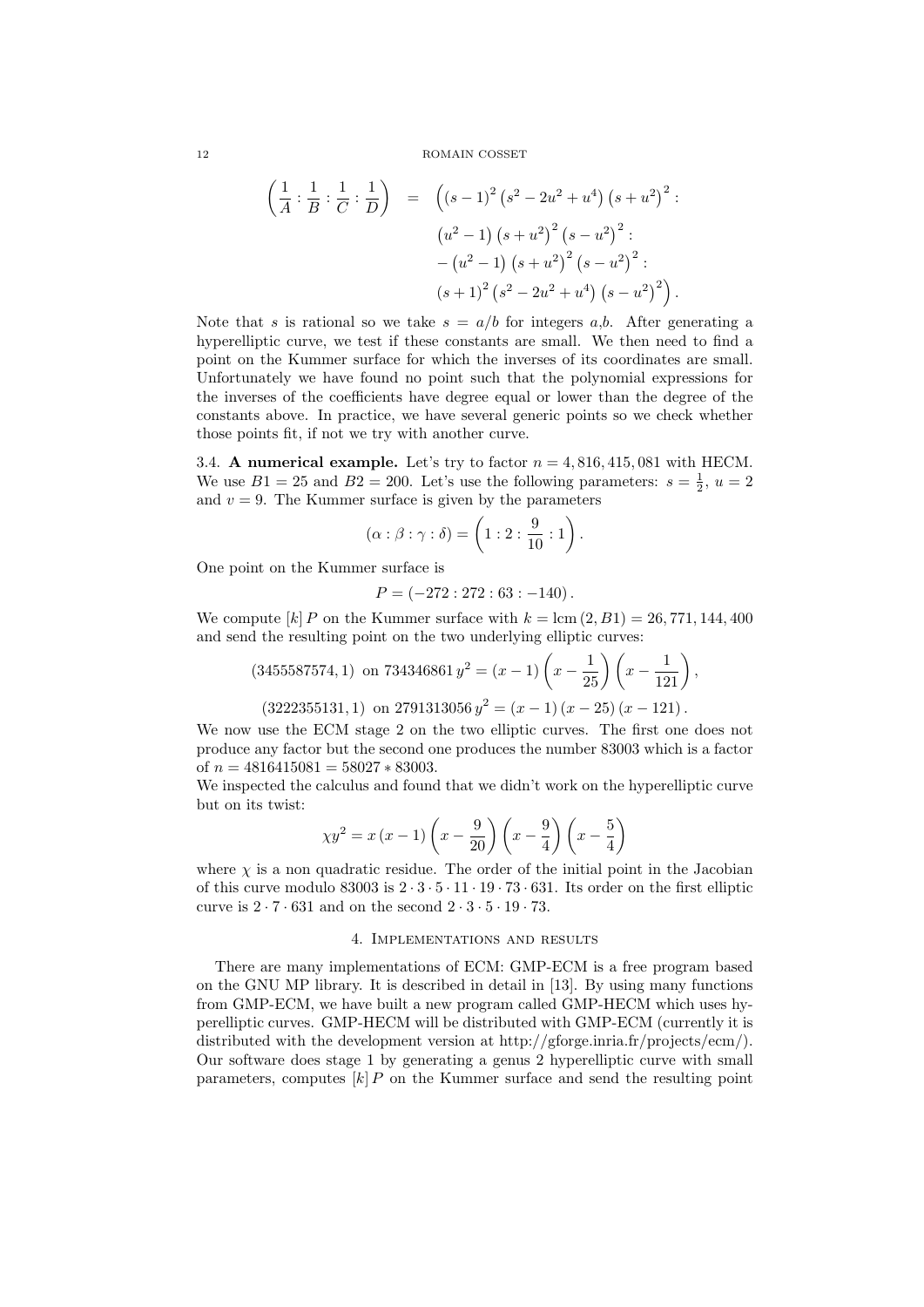$$
\left(\frac{1}{A}:\frac{1}{B}:\frac{1}{C}:\frac{1}{D}\right) = \Big((s-1)^2\left(s^2-2u^2+u^4\right)\left(s+u^2\right)^2 : \\
\left(u^2-1\right)\left(s+u^2\right)^2\left(s-u^2\right)^2 : \\
-\left(u^2-1\right)\left(s+u^2\right)^2\left(s-u^2\right)^2 : \\
(s+1)^2\left(s^2-2u^2+u^4\right)\left(s-u^2\right)^2\Big).
$$

Note that $s$ is rational so we take $s = a/b$ for integers $a$,$b$. After generating a hyperelliptic curve, we test if these constants are small. We then need to find a point on the Kummer surface for which the inverses of its coordinates are small. Unfortunately we have found no point such that the polynomial expressions for the inverses of the coefficients have degree equal or lower than the degree of the constants above. In practice, we have several generic points so we check whether those points fit, if not we try with another curve.

3.4. **A numerical example.** Let's try to factor $n = 4,816,415,081$ with HECM. We use $B1 = 25$ and $B2 = 200$. Let's use the following parameters: $s = \frac{1}{2}$, $u = 2$ and $v = 9$. The Kummer surface is given by the parameters

$$
(\alpha : \beta : \gamma : \delta) = \left(1 : 2 : \frac{9}{10} : 1\right).
$$

One point on the Kummer surface is

$$
P = (-272 : 272 : 63 : -140).
$$

We compute $[k]P$ on the Kummer surface with $k = \operatorname{lcm}(2, B1) = 26,771,144,400$ and send the resulting point on the two underlying elliptic curves:

$$
(3455587574, 1) \text{ on } 734346861\, y^2 = (x-1)\left(x-\frac{1}{25}\right)\left(x-\frac{1}{121}\right),
$$

$$
(3222355131, 1) \text{ on } 2791313056\, y^2 = (x-1)(x-25)(x-121).
$$

We now use the ECM stage 2 on the two elliptic curves. The first one does not produce any factor but the second one produces the number 83003 which is a factor of $n = 4816415081 = 58027 * 83003$.

We inspected the calculus and found that we didn't work on the hyperelliptic curve but on its twist:

$$
\chi y^2 = x(x-1)\left(x-\frac{9}{20}\right)\left(x-\frac{9}{4}\right)\left(x-\frac{5}{4}\right)
$$

where $\chi$ is a non quadratic residue. The order of the initial point in the Jacobian of this curve modulo 83003 is $2 \cdot 3 \cdot 5 \cdot 11 \cdot 19 \cdot 73 \cdot 631$. Its order on the first elliptic curve is $2 \cdot 7 \cdot 631$ and on the second $2 \cdot 3 \cdot 5 \cdot 19 \cdot 73$.

## 4. Implementations and results

There are many implementations of ECM: GMP-ECM is a free program based on the GNU MP library. It is described in detail in [13]. By using many functions from GMP-ECM, we have built a new program called GMP-HECM which uses hyperelliptic curves. GMP-HECM will be distributed with GMP-ECM (currently it is distributed with the development version at http://gforge.inria.fr/projects/ecm/). Our software does stage 1 by generating a genus 2 hyperelliptic curve with small parameters, computes $[k]P$ on the Kummer surface and send the resulting point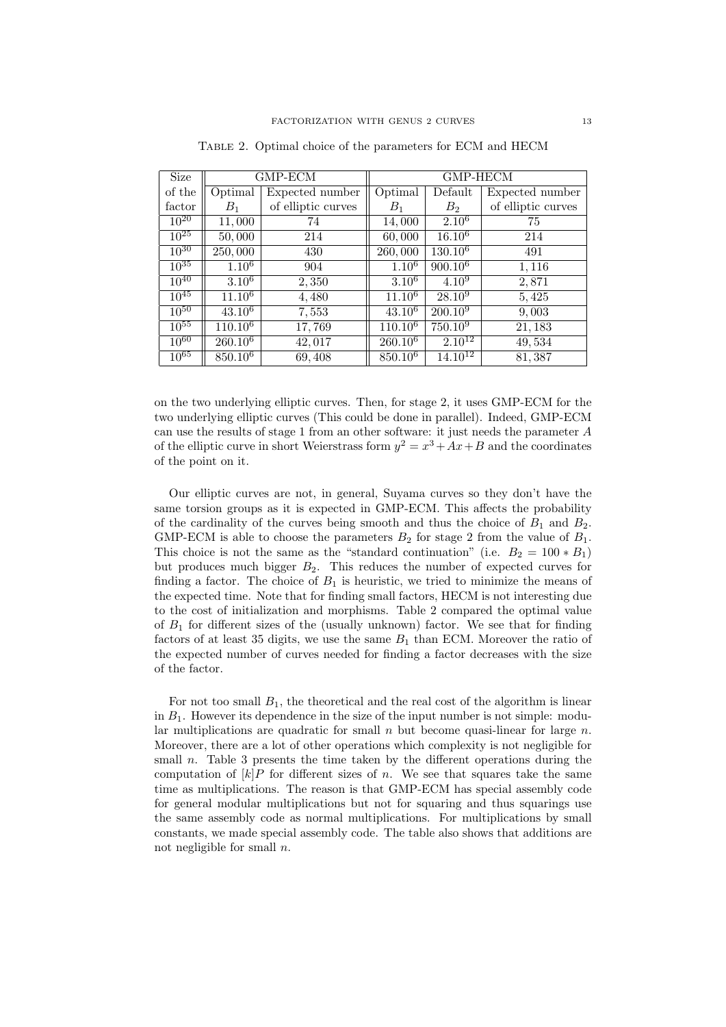Table 2. Optimal choice of the parameters for ECM and HECM

| Size of the factor | GMP-ECM | | GMP-HECM | | |
|---|---|---|---|---|---|
| | Optimal $B_1$ | Expected number of elliptic curves | Optimal $B_1$ | Default $B_2$ | Expected number of elliptic curves |
| $10^{20}$ | 11,000 | 74 | 14,000 | $2.10^6$ | 75 |
| $10^{25}$ | 50,000 | 214 | 60,000 | $16.10^6$ | 214 |
| $10^{30}$ | 250,000 | 430 | 260,000 | $130.10^6$ | 491 |
| $10^{35}$ | $1.10^6$ | 904 | $1.10^6$ | $900.10^6$ | 1,116 |
| $10^{40}$ | $3.10^6$ | 2,350 | $3.10^6$ | $4.10^9$ | 2,871 |
| $10^{45}$ | $11.10^6$ | 4,480 | $11.10^6$ | $28.10^9$ | 5,425 |
| $10^{50}$ | $43.10^6$ | 7,553 | $43.10^6$ | $200.10^9$ | 9,003 |
| $10^{55}$ | $110.10^6$ | 17,769 | $110.10^6$ | $750.10^9$ | 21,183 |
| $10^{60}$ | $260.10^6$ | 42,017 | $260.10^6$ | $2.10^{12}$ | 49,534 |
| $10^{65}$ | $850.10^6$ | 69,408 | $850.10^6$ | $14.10^{12}$ | 81,387 |

on the two underlying elliptic curves. Then, for stage 2, it uses GMP-ECM for the two underlying elliptic curves (This could be done in parallel). Indeed, GMP-ECM can use the results of stage 1 from an other software: it just needs the parameter $A$ of the elliptic curve in short Weierstrass form $y^2 = x^3 + Ax + B$ and the coordinates of the point on it.

Our elliptic curves are not, in general, Suyama curves so they don't have the same torsion groups as it is expected in GMP-ECM. This affects the probability of the cardinality of the curves being smooth and thus the choice of $B_1$ and $B_2$. GMP-ECM is able to choose the parameters $B_2$ for stage 2 from the value of $B_1$. This choice is not the same as the "standard continuation" (i.e. $B_2 = 100 * B_1$) but produces much bigger $B_2$. This reduces the number of expected curves for finding a factor. The choice of $B_1$ is heuristic, we tried to minimize the means of the expected time. Note that for finding small factors, HECM is not interesting due to the cost of initialization and morphisms. Table 2 compared the optimal value of $B_1$ for different sizes of the (usually unknown) factor. We see that for finding factors of at least 35 digits, we use the same $B_1$ than ECM. Moreover the ratio of the expected number of curves needed for finding a factor decreases with the size of the factor.

For not too small $B_1$, the theoretical and the real cost of the algorithm is linear in $B_1$. However its dependence in the size of the input number is not simple: modular multiplications are quadratic for small $n$ but become quasi-linear for large $n$. Moreover, there are a lot of other operations which complexity is not negligible for small $n$. Table 3 presents the time taken by the different operations during the computation of $[k]P$ for different sizes of $n$. We see that squares take the same time as multiplications. The reason is that GMP-ECM has special assembly code for general modular multiplications but not for squaring and thus squarings use the same assembly code as normal multiplications. For multiplications by small constants, we made special assembly code. The table also shows that additions are not negligible for small $n$.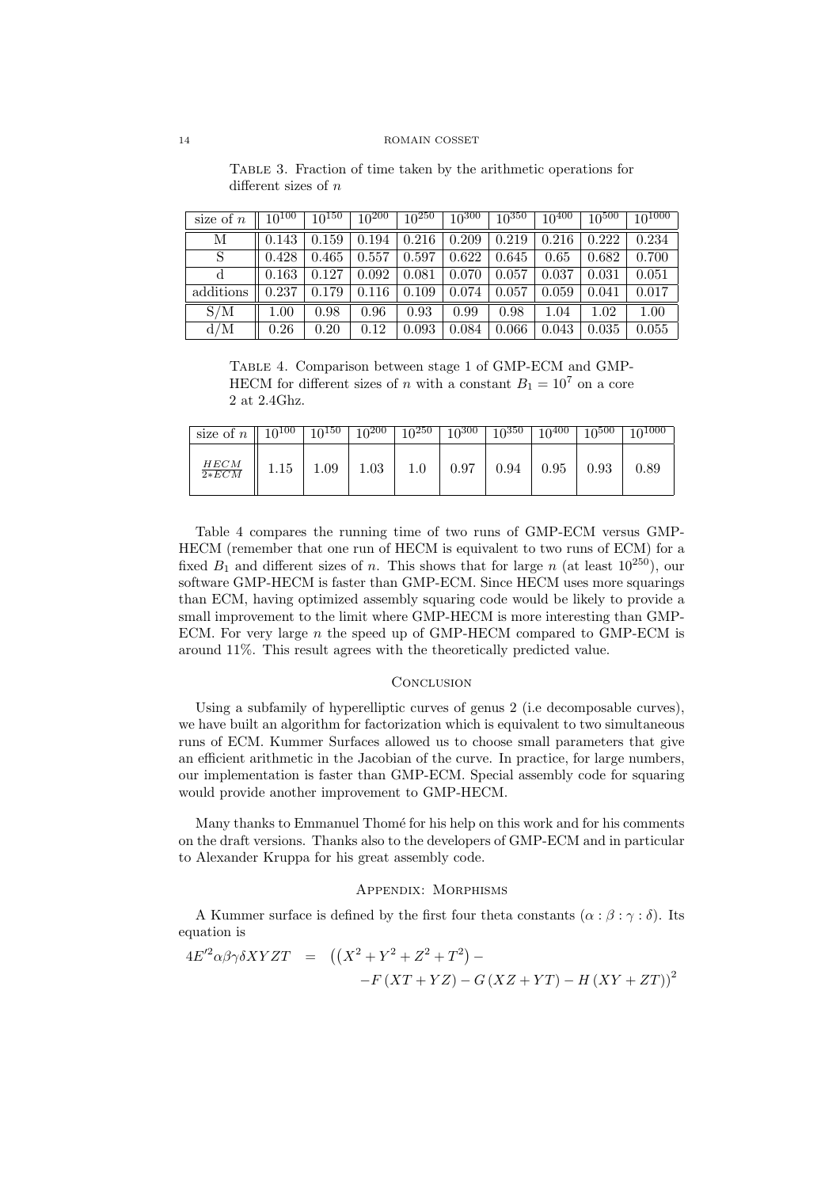Table 3. Fraction of time taken by the arithmetic operations for different sizes of $n$

| size of $n$ | $10^{100}$ | $10^{150}$ | $10^{200}$ | $10^{250}$ | $10^{300}$ | $10^{350}$ | $10^{400}$ | $10^{500}$ | $10^{1000}$ |
|---|---|---|---|---|---|---|---|---|---|
| M | 0.143 | 0.159 | 0.194 | 0.216 | 0.209 | 0.219 | 0.216 | 0.222 | 0.234 |
| S | 0.428 | 0.465 | 0.557 | 0.597 | 0.622 | 0.645 | 0.65 | 0.682 | 0.700 |
| d | 0.163 | 0.127 | 0.092 | 0.081 | 0.070 | 0.057 | 0.037 | 0.031 | 0.051 |
| additions | 0.237 | 0.179 | 0.116 | 0.109 | 0.074 | 0.057 | 0.059 | 0.041 | 0.017 |
| S/M | 1.00 | 0.98 | 0.96 | 0.93 | 0.99 | 0.98 | 1.04 | 1.02 | 1.00 |
| d/M | 0.26 | 0.20 | 0.12 | 0.093 | 0.084 | 0.066 | 0.043 | 0.035 | 0.055 |

Table 4. Comparison between stage 1 of GMP-ECM and GMP-HECM for different sizes of $n$ with a constant $B_1 = 10^7$ on a core 2 at 2.4Ghz.

| size of $n$ | $10^{100}$ | $10^{150}$ | $10^{200}$ | $10^{250}$ | $10^{300}$ | $10^{350}$ | $10^{400}$ | $10^{500}$ | $10^{1000}$ |
|---|---|---|---|---|---|---|---|---|---|
| $\frac{HECM}{2*ECM}$ | 1.15 | 1.09 | 1.03 | 1.0 | 0.97 | 0.94 | 0.95 | 0.93 | 0.89 |

Table 4 compares the running time of two runs of GMP-ECM versus GMP-HECM (remember that one run of HECM is equivalent to two runs of ECM) for a fixed $B_1$ and different sizes of $n$. This shows that for large $n$ (at least $10^{250}$), our software GMP-HECM is faster than GMP-ECM. Since HECM uses more squarings than ECM, having optimized assembly squaring code would be likely to provide a small improvement to the limit where GMP-HECM is more interesting than GMP-ECM. For very large $n$ the speed up of GMP-HECM compared to GMP-ECM is around 11%. This result agrees with the theoretically predicted value.

## Conclusion

Using a subfamily of hyperelliptic curves of genus 2 (i.e decomposable curves), we have built an algorithm for factorization which is equivalent to two simultaneous runs of ECM. Kummer Surfaces allowed us to choose small parameters that give an efficient arithmetic in the Jacobian of the curve. In practice, for large numbers, our implementation is faster than GMP-ECM. Special assembly code for squaring would provide another improvement to GMP-HECM.

Many thanks to Emmanuel Thomé for his help on this work and for his comments on the draft versions. Thanks also to the developers of GMP-ECM and in particular to Alexander Kruppa for his great assembly code.

## Appendix: Morphisms

A Kummer surface is defined by the first four theta constants $(\alpha : \beta : \gamma : \delta)$. Its equation is

$$
\begin{aligned}
4E'^2\alpha\beta\gamma\delta XYZT &= \big(\left(X^2+Y^2+Z^2+T^2\right) - \\
&\quad -F\left(XT+YZ\right) - G\left(XZ+YT\right) - H\left(XY+ZT\right)\big)^2
\end{aligned}
$$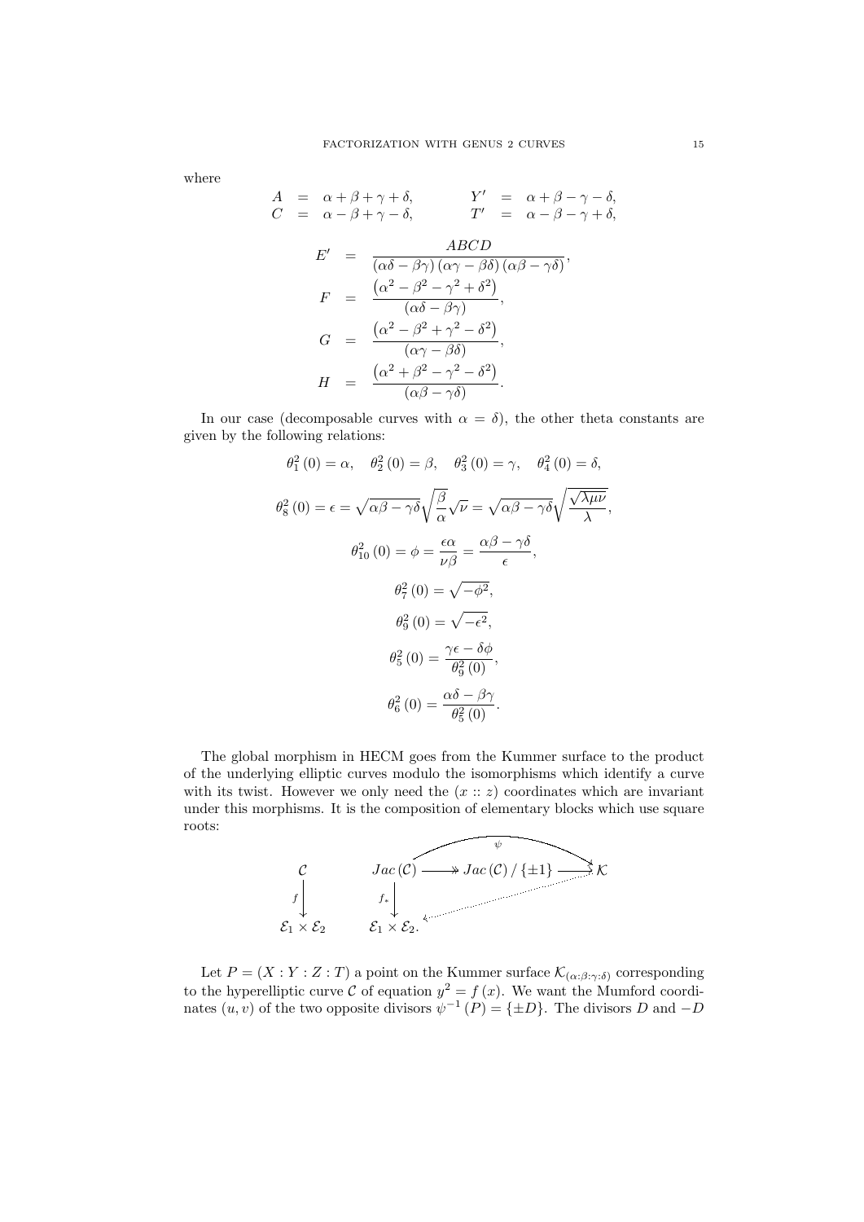where

$$
\begin{array}{rclcrcl}
A & = & \alpha+\beta+\gamma+\delta, & \qquad & Y' & = & \alpha+\beta-\gamma-\delta, \\
C & = & \alpha-\beta+\gamma-\delta, & \qquad & T' & = & \alpha-\beta-\gamma+\delta,
\end{array}
$$

$$
\begin{aligned}
E' &= \frac{ABCD}{(\alpha\delta-\beta\gamma)(\alpha\gamma-\beta\delta)(\alpha\beta-\gamma\delta)}, \\
F &= \frac{\left(\alpha^2-\beta^2-\gamma^2+\delta^2\right)}{(\alpha\delta-\beta\gamma)}, \\
G &= \frac{\left(\alpha^2-\beta^2+\gamma^2-\delta^2\right)}{(\alpha\gamma-\beta\delta)}, \\
H &= \frac{\left(\alpha^2+\beta^2-\gamma^2-\delta^2\right)}{(\alpha\beta-\gamma\delta)}.
\end{aligned}
$$

In our case (decomposable curves with $\alpha=\delta$), the other theta constants are given by the following relations:

$$
\theta_1^2(0)=\alpha, \quad \theta_2^2(0)=\beta, \quad \theta_3^2(0)=\gamma, \quad \theta_4^2(0)=\delta,
$$

$$
\theta_8^2(0)=\epsilon=\sqrt{\alpha\beta-\gamma\delta}\sqrt{\frac{\beta}{\alpha}}\sqrt{\nu}=\sqrt{\alpha\beta-\gamma\delta}\sqrt{\frac{\sqrt{\lambda\mu\nu}}{\lambda}},
$$

$$
\theta_{10}^2(0)=\phi=\frac{\epsilon\alpha}{\nu\beta}=\frac{\alpha\beta-\gamma\delta}{\epsilon},
$$

$$
\theta_7^2(0)=\sqrt{-\phi^2},
$$

$$
\theta_9^2(0)=\sqrt{-\epsilon^2},
$$

$$
\theta_5^2(0)=\frac{\gamma\epsilon-\delta\phi}{\theta_9^2(0)},
$$

$$
\theta_6^2(0)=\frac{\alpha\delta-\beta\gamma}{\theta_5^2(0)}.
$$

The global morphism in HECM goes from the Kummer surface to the product of the underlying elliptic curves modulo the isomorphisms which identify a curve with its twist. However we only need the $(x::z)$ coordinates which are invariant under this morphisms. It is the composition of elementary blocks which use square roots:

$$
\begin{array}{ccccccc}
\mathcal{C} & \qquad & Jac(\mathcal{C}) & \twoheadrightarrow & Jac(\mathcal{C})/\{\pm 1\} & \xrightarrow{} & \mathcal{K} \\
\downarrow f & & \downarrow f_* & & & & \\
\mathcal{E}_1\times\mathcal{E}_2 & & \mathcal{E}_1\times\mathcal{E}_2. & & & &
\end{array}
$$

($\psi$: $Jac(\mathcal{C}) \to \mathcal{K}$; dotted arrow $\mathcal{K} \dashrightarrow \mathcal{E}_1\times\mathcal{E}_2$.)

Let $P=(X:Y:Z:T)$ a point on the Kummer surface $\mathcal{K}_{(\alpha:\beta:\gamma:\delta)}$ corresponding to the hyperelliptic curve $\mathcal{C}$ of equation $y^2=f(x)$. We want the Mumford coordinates $(u,v)$ of the two opposite divisors $\psi^{-1}(P)=\{\pm D\}$. The divisors $D$ and $-D$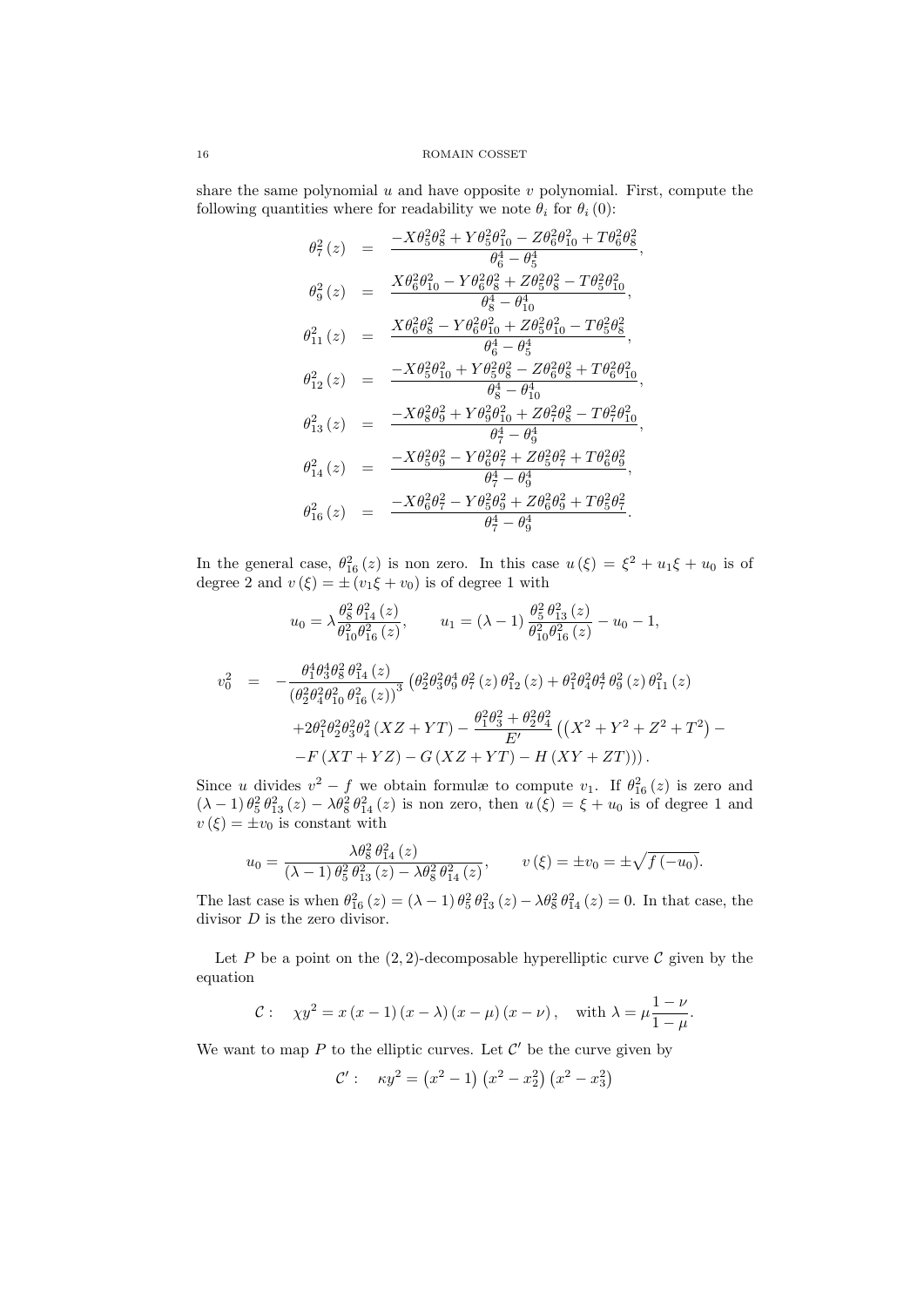share the same polynomial $u$ and have opposite $v$ polynomial. First, compute the following quantities where for readability we note $\theta_i$ for $\theta_i(0)$:

$$
\begin{aligned}
\theta_7^2(z) &= \frac{-X\theta_5^2\theta_8^2 + Y\theta_5^2\theta_{10}^2 - Z\theta_6^2\theta_{10}^2 + T\theta_6^2\theta_8^2}{\theta_6^4 - \theta_5^4}, \\
\theta_9^2(z) &= \frac{X\theta_6^2\theta_{10}^2 - Y\theta_6^2\theta_8^2 + Z\theta_5^2\theta_8^2 - T\theta_5^2\theta_{10}^2}{\theta_8^4 - \theta_{10}^4}, \\
\theta_{11}^2(z) &= \frac{X\theta_6^2\theta_8^2 - Y\theta_6^2\theta_{10}^2 + Z\theta_5^2\theta_{10}^2 - T\theta_5^2\theta_8^2}{\theta_6^4 - \theta_5^4}, \\
\theta_{12}^2(z) &= \frac{-X\theta_5^2\theta_{10}^2 + Y\theta_5^2\theta_8^2 - Z\theta_6^2\theta_8^2 + T\theta_6^2\theta_{10}^2}{\theta_8^4 - \theta_{10}^4}, \\
\theta_{13}^2(z) &= \frac{-X\theta_8^2\theta_9^2 + Y\theta_9^2\theta_{10}^2 + Z\theta_7^2\theta_8^2 - T\theta_7^2\theta_{10}^2}{\theta_7^4 - \theta_9^4}, \\
\theta_{14}^2(z) &= \frac{-X\theta_5^2\theta_9^2 - Y\theta_6^2\theta_7^2 + Z\theta_5^2\theta_7^2 + T\theta_6^2\theta_9^2}{\theta_7^4 - \theta_9^4}, \\
\theta_{16}^2(z) &= \frac{-X\theta_6^2\theta_7^2 - Y\theta_5^2\theta_9^2 + Z\theta_6^2\theta_9^2 + T\theta_5^2\theta_7^2}{\theta_7^4 - \theta_9^4}.
\end{aligned}
$$

In the general case, $\theta_{16}^2(z)$ is non zero. In this case $u(\xi) = \xi^2 + u_1\xi + u_0$ is of degree 2 and $v(\xi) = \pm(v_1\xi + v_0)$ is of degree 1 with

$$
u_0 = \lambda \frac{\theta_8^2\,\theta_{14}^2(z)}{\theta_{10}^2\theta_{16}^2(z)}, \qquad u_1 = (\lambda - 1)\frac{\theta_5^2\,\theta_{13}^2(z)}{\theta_{10}^2\theta_{16}^2(z)} - u_0 - 1,
$$

$$
\begin{aligned}
v_0^2 \;=\; & -\frac{\theta_1^4\theta_3^4\theta_8^2\,\theta_{14}^2(z)}{\left(\theta_2^2\theta_4^2\theta_{10}^2\,\theta_{16}^2(z)\right)^3}\left(\theta_2^2\theta_3^2\theta_9^4\,\theta_7^2(z)\,\theta_{12}^2(z) + \theta_1^2\theta_4^2\theta_7^4\,\theta_9^2(z)\,\theta_{11}^2(z)\right. \\
& +2\theta_1^2\theta_2^2\theta_3^2\theta_4^2(XZ+YT) - \frac{\theta_1^2\theta_3^2 + \theta_2^2\theta_4^2}{E'}\left(\left(X^2+Y^2+Z^2+T^2\right) - \right. \\
& \left.\left. -F(XT+YZ) - G(XZ+YT) - H(XY+ZT)\right)\right).
\end{aligned}
$$

Since $u$ divides $v^2 - f$ we obtain formulæ to compute $v_1$. If $\theta_{16}^2(z)$ is zero and $(\lambda-1)\,\theta_5^2\,\theta_{13}^2(z) - \lambda\theta_8^2\,\theta_{14}^2(z)$ is non zero, then $u(\xi) = \xi + u_0$ is of degree 1 and $v(\xi) = \pm v_0$ is constant with

$$
u_0 = \frac{\lambda\theta_8^2\,\theta_{14}^2(z)}{(\lambda-1)\,\theta_5^2\,\theta_{13}^2(z) - \lambda\theta_8^2\,\theta_{14}^2(z)}, \qquad v(\xi) = \pm v_0 = \pm\sqrt{f(-u_0)}.
$$

The last case is when $\theta_{16}^2(z) = (\lambda-1)\,\theta_5^2\,\theta_{13}^2(z) - \lambda\theta_8^2\,\theta_{14}^2(z) = 0$. In that case, the divisor $D$ is the zero divisor.

Let $P$ be a point on the $(2,2)$-decomposable hyperelliptic curve $\mathcal{C}$ given by the equation

$$
\mathcal{C}: \quad \chi y^2 = x(x-1)(x-\lambda)(x-\mu)(x-\nu), \quad \text{with } \lambda = \mu\frac{1-\nu}{1-\mu}.
$$

We want to map $P$ to the elliptic curves. Let $\mathcal{C}'$ be the curve given by

$$
\mathcal{C}': \quad \kappa y^2 = \left(x^2-1\right)\left(x^2-x_2^2\right)\left(x^2-x_3^2\right)
$$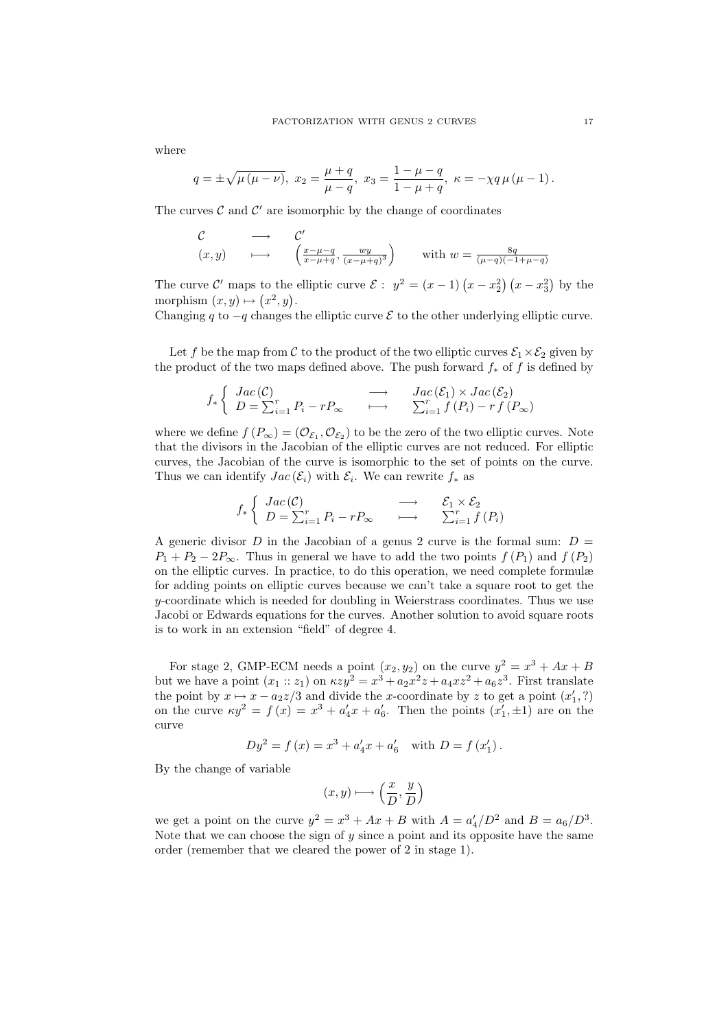where

$$q = \pm\sqrt{\mu(\mu - \nu)},\ x_2 = \frac{\mu + q}{\mu - q},\ x_3 = \frac{1 - \mu - q}{1 - \mu + q},\ \kappa = -\chi q\, \mu(\mu - 1).$$

The curves $\mathcal{C}$ and $\mathcal{C}'$ are isomorphic by the change of coordinates

$$\begin{array}{lcll} \mathcal{C} & \longrightarrow & \mathcal{C}' & \\ (x, y) & \longmapsto & \left(\frac{x-\mu-q}{x-\mu+q}, \frac{wy}{(x-\mu+q)^3}\right) & \text{with } w = \frac{8q}{(\mu-q)(-1+\mu-q)} \end{array}$$

The curve $\mathcal{C}'$ maps to the elliptic curve $\mathcal{E} :\ y^2 = (x-1)\left(x - x_2^2\right)\left(x - x_3^2\right)$ by the morphism $(x, y) \mapsto \left(x^2, y\right)$.
Changing $q$ to $-q$ changes the elliptic curve $\mathcal{E}$ to the other underlying elliptic curve.

Let $f$ be the map from $\mathcal{C}$ to the product of the two elliptic curves $\mathcal{E}_1 \times \mathcal{E}_2$ given by the product of the two maps defined above. The push forward $f_*$ of $f$ is defined by

$$f_* \left\{ \begin{array}{lcl} Jac(\mathcal{C}) & \longrightarrow & Jac(\mathcal{E}_1) \times Jac(\mathcal{E}_2) \\ D = \sum_{i=1}^{r} P_i - rP_\infty & \longmapsto & \sum_{i=1}^{r} f(P_i) - r\, f(P_\infty) \end{array} \right.$$

where we define $f(P_\infty) = (\mathcal{O}_{\mathcal{E}_1}, \mathcal{O}_{\mathcal{E}_2})$ to be the zero of the two elliptic curves. Note that the divisors in the Jacobian of the elliptic curves are not reduced. For elliptic curves, the Jacobian of the curve is isomorphic to the set of points on the curve. Thus we can identify $Jac(\mathcal{E}_i)$ with $\mathcal{E}_i$. We can rewrite $f_*$ as

$$f_* \left\{ \begin{array}{lcl} Jac(\mathcal{C}) & \longrightarrow & \mathcal{E}_1 \times \mathcal{E}_2 \\ D = \sum_{i=1}^{r} P_i - rP_\infty & \longmapsto & \sum_{i=1}^{r} f(P_i) \end{array} \right.$$

A generic divisor $D$ in the Jacobian of a genus 2 curve is the formal sum: $D = P_1 + P_2 - 2P_\infty$. Thus in general we have to add the two points $f(P_1)$ and $f(P_2)$ on the elliptic curves. In practice, to do this operation, we need complete formulæ for adding points on elliptic curves because we can't take a square root to get the $y$-coordinate which is needed for doubling in Weierstrass coordinates. Thus we use Jacobi or Edwards equations for the curves. Another solution to avoid square roots is to work in an extension "field" of degree 4.

For stage 2, GMP-ECM needs a point $(x_2, y_2)$ on the curve $y^2 = x^3 + Ax + B$ but we have a point $(x_1 :: z_1)$ on $\kappa z y^2 = x^3 + a_2 x^2 z + a_4 x z^2 + a_6 z^3$. First translate the point by $x \mapsto x - a_2 z/3$ and divide the $x$-coordinate by $z$ to get a point $(x_1', ?)$ on the curve $\kappa y^2 = f(x) = x^3 + a_4' x + a_6'$. Then the points $(x_1', \pm 1)$ are on the curve

$$Dy^2 = f(x) = x^3 + a_4' x + a_6' \quad \text{with } D = f(x_1').$$

By the change of variable

$$(x, y) \longmapsto \left(\frac{x}{D}, \frac{y}{D}\right)$$

we get a point on the curve $y^2 = x^3 + Ax + B$ with $A = a_4'/D^2$ and $B = a_6/D^3$. Note that we can choose the sign of $y$ since a point and its opposite have the same order (remember that we cleared the power of 2 in stage 1).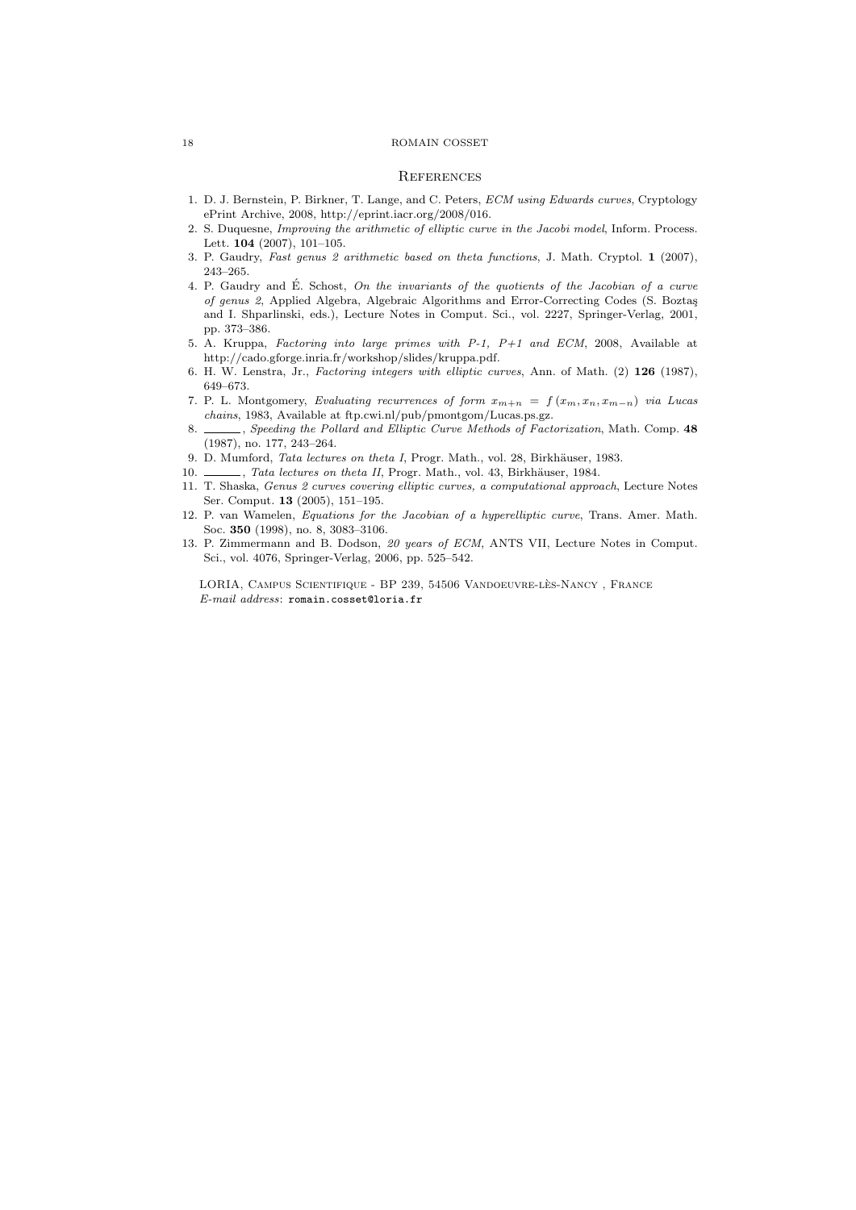## References

1. D. J. Bernstein, P. Birkner, T. Lange, and C. Peters, *ECM using Edwards curves*, Cryptology ePrint Archive, 2008, http://eprint.iacr.org/2008/016.
2. S. Duquesne, *Improving the arithmetic of elliptic curve in the Jacobi model*, Inform. Process. Lett. **104** (2007), 101–105.
3. P. Gaudry, *Fast genus 2 arithmetic based on theta functions*, J. Math. Cryptol. **1** (2007), 243–265.
4. P. Gaudry and É. Schost, *On the invariants of the quotients of the Jacobian of a curve of genus 2*, Applied Algebra, Algebraic Algorithms and Error-Correcting Codes (S. Boztaş and I. Shparlinski, eds.), Lecture Notes in Comput. Sci., vol. 2227, Springer-Verlag, 2001, pp. 373–386.
5. A. Kruppa, *Factoring into large primes with P-1, P+1 and ECM*, 2008, Available at http://cado.gforge.inria.fr/workshop/slides/kruppa.pdf.
6. H. W. Lenstra, Jr., *Factoring integers with elliptic curves*, Ann. of Math. (2) **126** (1987), 649–673.
7. P. L. Montgomery, *Evaluating recurrences of form $x_{m+n} = f(x_m, x_n, x_{m-n})$ via Lucas chains*, 1983, Available at ftp.cwi.nl/pub/pmontgom/Lucas.ps.gz.
8. ______, *Speeding the Pollard and Elliptic Curve Methods of Factorization*, Math. Comp. **48** (1987), no. 177, 243–264.
9. D. Mumford, *Tata lectures on theta I*, Progr. Math., vol. 28, Birkhäuser, 1983.
10. ______, *Tata lectures on theta II*, Progr. Math., vol. 43, Birkhäuser, 1984.
11. T. Shaska, *Genus 2 curves covering elliptic curves, a computational approach*, Lecture Notes Ser. Comput. **13** (2005), 151–195.
12. P. van Wamelen, *Equations for the Jacobian of a hyperelliptic curve*, Trans. Amer. Math. Soc. **350** (1998), no. 8, 3083–3106.
13. P. Zimmermann and B. Dodson, *20 years of ECM*, ANTS VII, Lecture Notes in Comput. Sci., vol. 4076, Springer-Verlag, 2006, pp. 525–542.

LORIA, Campus Scientifique - BP 239, 54506 Vandoeuvre-lès-Nancy , France
*E-mail address*: romain.cosset@loria.fr